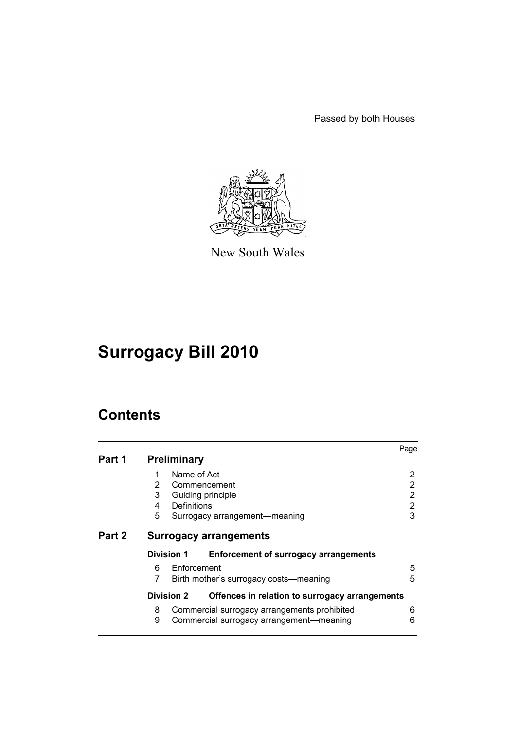Passed by both Houses

New South Wales

# Surrogacy Bill 2010

## Contents

| | | Page |
|---|---|---|
| **Part 1** | **Preliminary** | |
| | 1 Name of Act | 2 |
| | 2 Commencement | 2 |
| | 3 Guiding principle | 2 |
| | 4 Definitions | 2 |
| | 5 Surrogacy arrangement—meaning | 3 |
| **Part 2** | **Surrogacy arrangements** | |
| | **Division 1 Enforcement of surrogacy arrangements** | |
| | 6 Enforcement | 5 |
| | 7 Birth mother's surrogacy costs—meaning | 5 |
| | **Division 2 Offences in relation to surrogacy arrangements** | |
| | 8 Commercial surrogacy arrangements prohibited | 6 |
| | 9 Commercial surrogacy arrangement—meaning | 6 |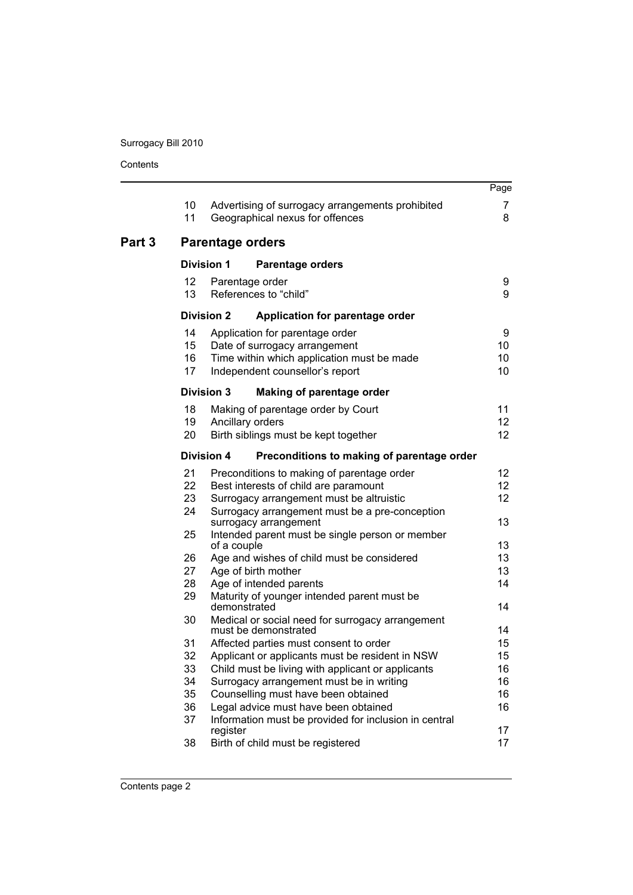| | | Page |
|---|---|---|
| 10 | Advertising of surrogacy arrangements prohibited | 7 |
| 11 | Geographical nexus for offences | 8 |

## Part 3 Parentage orders

**Division 1 Parentage orders**

| | | |
|---|---|---|
| 12 | Parentage order | 9 |
| 13 | References to "child" | 9 |

**Division 2 Application for parentage order**

| | | |
|---|---|---|
| 14 | Application for parentage order | 9 |
| 15 | Date of surrogacy arrangement | 10 |
| 16 | Time within which application must be made | 10 |
| 17 | Independent counsellor's report | 10 |

**Division 3 Making of parentage order**

| | | |
|---|---|---|
| 18 | Making of parentage order by Court | 11 |
| 19 | Ancillary orders | 12 |
| 20 | Birth siblings must be kept together | 12 |

**Division 4 Preconditions to making of parentage order**

| | | |
|---|---|---|
| 21 | Preconditions to making of parentage order | 12 |
| 22 | Best interests of child are paramount | 12 |
| 23 | Surrogacy arrangement must be altruistic | 12 |
| 24 | Surrogacy arrangement must be a pre-conception surrogacy arrangement | 13 |
| 25 | Intended parent must be single person or member of a couple | 13 |
| 26 | Age and wishes of child must be considered | 13 |
| 27 | Age of birth mother | 13 |
| 28 | Age of intended parents | 14 |
| 29 | Maturity of younger intended parent must be demonstrated | 14 |
| 30 | Medical or social need for surrogacy arrangement must be demonstrated | 14 |
| 31 | Affected parties must consent to order | 15 |
| 32 | Applicant or applicants must be resident in NSW | 15 |
| 33 | Child must be living with applicant or applicants | 16 |
| 34 | Surrogacy arrangement must be in writing | 16 |
| 35 | Counselling must have been obtained | 16 |
| 36 | Legal advice must have been obtained | 16 |
| 37 | Information must be provided for inclusion in central register | 17 |
| 38 | Birth of child must be registered | 17 |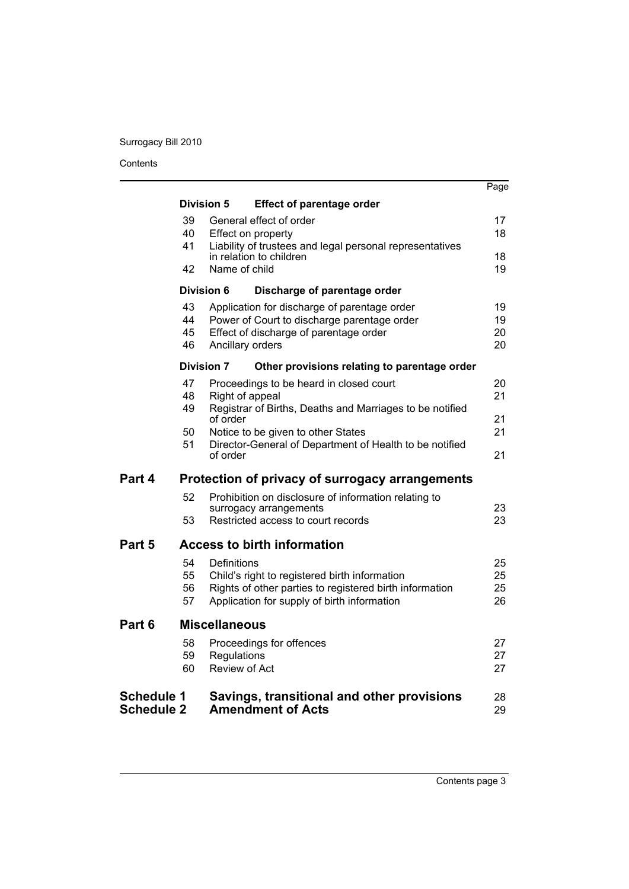| | | | Page |
|---|---|---|---|
| | **Division 5** | **Effect of parentage order** | |
| | 39 | General effect of order | 17 |
| | 40 | Effect on property | 18 |
| | 41 | Liability of trustees and legal personal representatives in relation to children | 18 |
| | 42 | Name of child | 19 |
| | **Division 6** | **Discharge of parentage order** | |
| | 43 | Application for discharge of parentage order | 19 |
| | 44 | Power of Court to discharge parentage order | 19 |
| | 45 | Effect of discharge of parentage order | 20 |
| | 46 | Ancillary orders | 20 |
| | **Division 7** | **Other provisions relating to parentage order** | |
| | 47 | Proceedings to be heard in closed court | 20 |
| | 48 | Right of appeal | 21 |
| | 49 | Registrar of Births, Deaths and Marriages to be notified of order | 21 |
| | 50 | Notice to be given to other States | 21 |
| | 51 | Director-General of Department of Health to be notified of order | 21 |
| **Part 4** | **Protection of privacy of surrogacy arrangements** | | |
| | 52 | Prohibition on disclosure of information relating to surrogacy arrangements | 23 |
| | 53 | Restricted access to court records | 23 |
| **Part 5** | **Access to birth information** | | |
| | 54 | Definitions | 25 |
| | 55 | Child's right to registered birth information | 25 |
| | 56 | Rights of other parties to registered birth information | 25 |
| | 57 | Application for supply of birth information | 26 |
| **Part 6** | **Miscellaneous** | | |
| | 58 | Proceedings for offences | 27 |
| | 59 | Regulations | 27 |
| | 60 | Review of Act | 27 |
| **Schedule 1** | **Savings, transitional and other provisions** | | 28 |
| **Schedule 2** | **Amendment of Acts** | | 29 |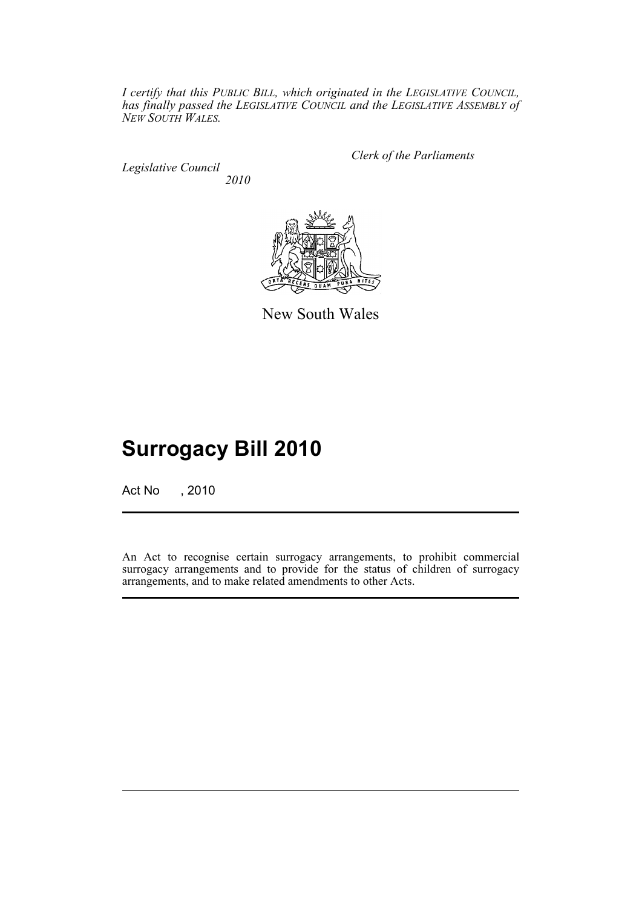*I certify that this PUBLIC BILL, which originated in the LEGISLATIVE COUNCIL, has finally passed the LEGISLATIVE COUNCIL and the LEGISLATIVE ASSEMBLY of NEW SOUTH WALES.*

*Clerk of the Parliaments*

*Legislative Council*

*2010*

New South Wales

# Surrogacy Bill 2010

Act No , 2010

An Act to recognise certain surrogacy arrangements, to prohibit commercial surrogacy arrangements and to provide for the status of children of surrogacy arrangements, and to make related amendments to other Acts.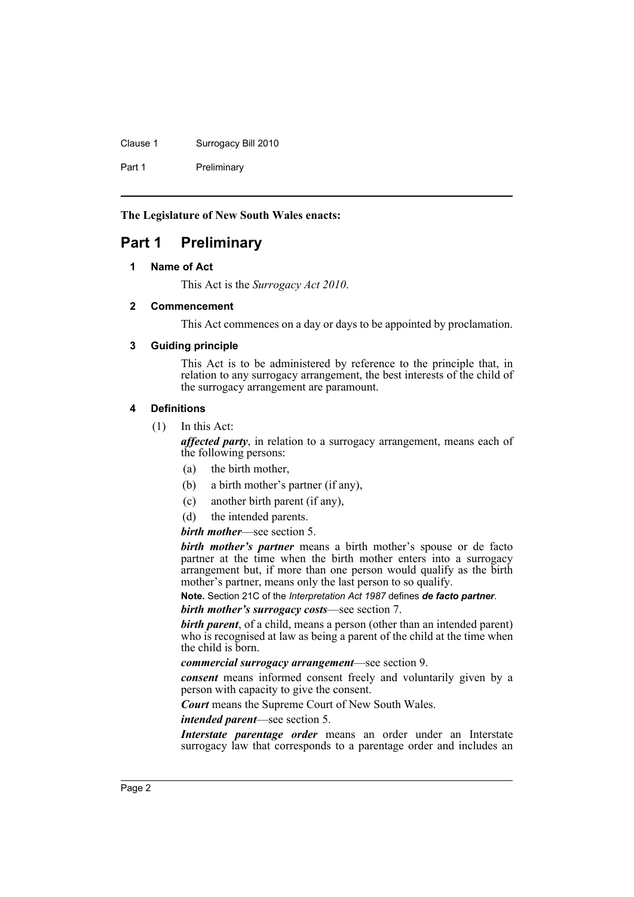**The Legislature of New South Wales enacts:**

# Part 1 Preliminary

## 1 Name of Act

This Act is the *Surrogacy Act 2010*.

## 2 Commencement

This Act commences on a day or days to be appointed by proclamation.

## 3 Guiding principle

This Act is to be administered by reference to the principle that, in relation to any surrogacy arrangement, the best interests of the child of the surrogacy arrangement are paramount.

## 4 Definitions

(1) In this Act:

***affected party***, in relation to a surrogacy arrangement, means each of the following persons:

- (a) the birth mother,
- (b) a birth mother's partner (if any),
- (c) another birth parent (if any),
- (d) the intended parents.

***birth mother***—see section 5.

***birth mother's partner*** means a birth mother's spouse or de facto partner at the time when the birth mother enters into a surrogacy arrangement but, if more than one person would qualify as the birth mother's partner, means only the last person to so qualify.

**Note.** Section 21C of the *Interpretation Act 1987* defines ***de facto partner***.

***birth mother's surrogacy costs***—see section 7.

***birth parent***, of a child, means a person (other than an intended parent) who is recognised at law as being a parent of the child at the time when the child is born.

***commercial surrogacy arrangement***—see section 9.

***consent*** means informed consent freely and voluntarily given by a person with capacity to give the consent.

***Court*** means the Supreme Court of New South Wales.

***intended parent***—see section 5.

***Interstate parentage order*** means an order under an Interstate surrogacy law that corresponds to a parentage order and includes an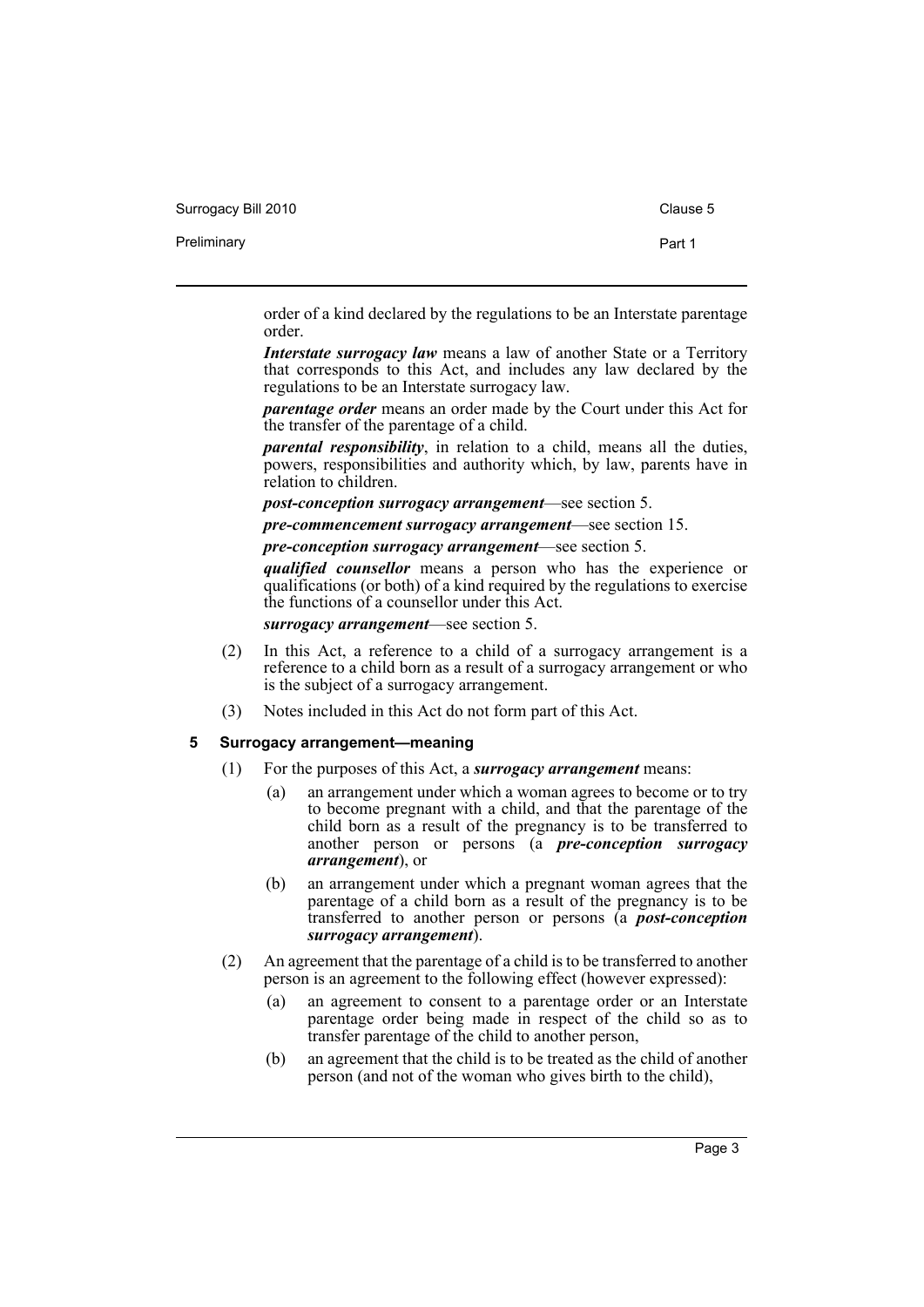order of a kind declared by the regulations to be an Interstate parentage order.

***Interstate surrogacy law*** means a law of another State or a Territory that corresponds to this Act, and includes any law declared by the regulations to be an Interstate surrogacy law.

***parentage order*** means an order made by the Court under this Act for the transfer of the parentage of a child.

***parental responsibility***, in relation to a child, means all the duties, powers, responsibilities and authority which, by law, parents have in relation to children.

***post-conception surrogacy arrangement***—see section 5.

***pre-commencement surrogacy arrangement***—see section 15.

***pre-conception surrogacy arrangement***—see section 5.

***qualified counsellor*** means a person who has the experience or qualifications (or both) of a kind required by the regulations to exercise the functions of a counsellor under this Act.

***surrogacy arrangement***—see section 5.

(2) In this Act, a reference to a child of a surrogacy arrangement is a reference to a child born as a result of a surrogacy arrangement or who is the subject of a surrogacy arrangement.

(3) Notes included in this Act do not form part of this Act.

### 5 Surrogacy arrangement—meaning

(1) For the purposes of this Act, a ***surrogacy arrangement*** means:

- (a) an arrangement under which a woman agrees to become or to try to become pregnant with a child, and that the parentage of the child born as a result of the pregnancy is to be transferred to another person or persons (a ***pre-conception surrogacy arrangement***), or
- (b) an arrangement under which a pregnant woman agrees that the parentage of a child born as a result of the pregnancy is to be transferred to another person or persons (a ***post-conception surrogacy arrangement***).

(2) An agreement that the parentage of a child is to be transferred to another person is an agreement to the following effect (however expressed):

- (a) an agreement to consent to a parentage order or an Interstate parentage order being made in respect of the child so as to transfer parentage of the child to another person,
- (b) an agreement that the child is to be treated as the child of another person (and not of the woman who gives birth to the child),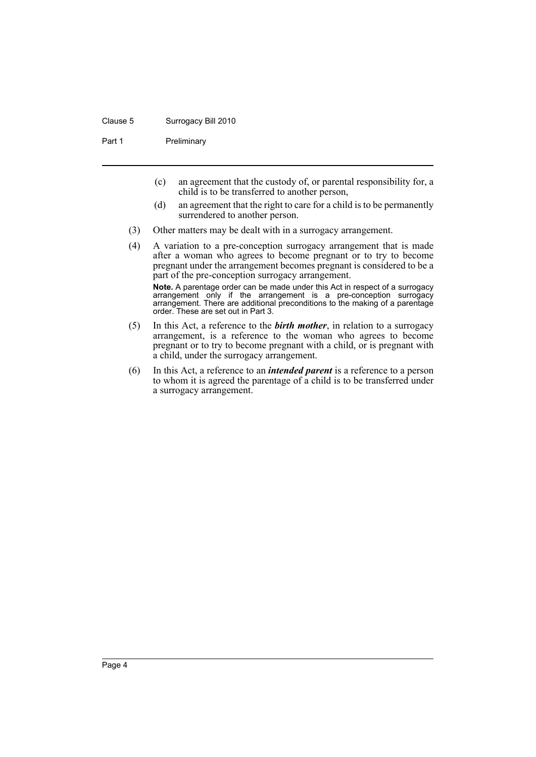(c) an agreement that the custody of, or parental responsibility for, a child is to be transferred to another person,

(d) an agreement that the right to care for a child is to be permanently surrendered to another person.

(3) Other matters may be dealt with in a surrogacy arrangement.

(4) A variation to a pre-conception surrogacy arrangement that is made after a woman who agrees to become pregnant or to try to become pregnant under the arrangement becomes pregnant is considered to be a part of the pre-conception surrogacy arrangement.

**Note.** A parentage order can be made under this Act in respect of a surrogacy arrangement only if the arrangement is a pre-conception surrogacy arrangement. There are additional preconditions to the making of a parentage order. These are set out in Part 3.

(5) In this Act, a reference to the ***birth mother***, in relation to a surrogacy arrangement, is a reference to the woman who agrees to become pregnant or to try to become pregnant with a child, or is pregnant with a child, under the surrogacy arrangement.

(6) In this Act, a reference to an ***intended parent*** is a reference to a person to whom it is agreed the parentage of a child is to be transferred under a surrogacy arrangement.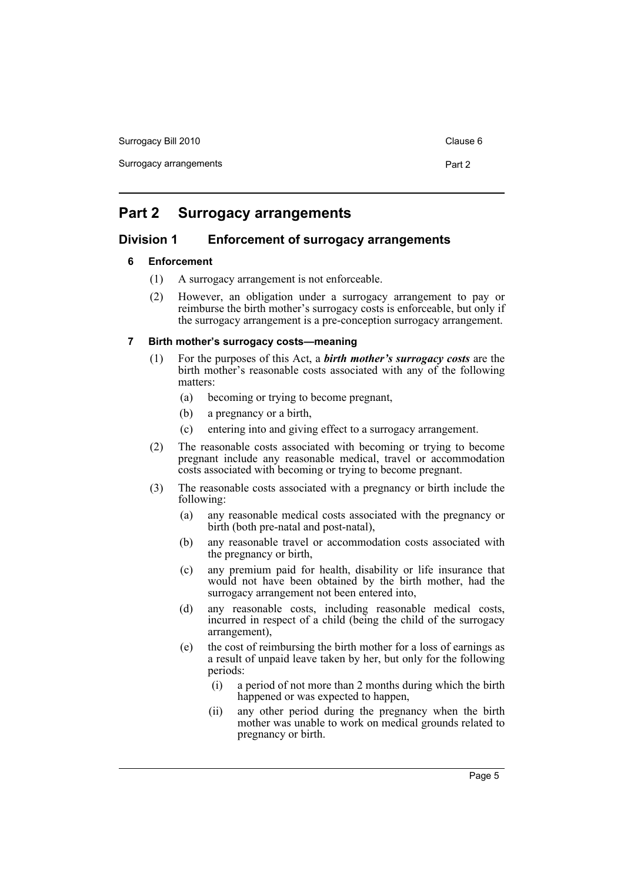# Part 2 Surrogacy arrangements

## Division 1 Enforcement of surrogacy arrangements

### 6 Enforcement

(1) A surrogacy arrangement is not enforceable.

(2) However, an obligation under a surrogacy arrangement to pay or reimburse the birth mother's surrogacy costs is enforceable, but only if the surrogacy arrangement is a pre-conception surrogacy arrangement.

### 7 Birth mother's surrogacy costs—meaning

(1) For the purposes of this Act, a ***birth mother's surrogacy costs*** are the birth mother's reasonable costs associated with any of the following matters:

- (a) becoming or trying to become pregnant,
- (b) a pregnancy or a birth,
- (c) entering into and giving effect to a surrogacy arrangement.

(2) The reasonable costs associated with becoming or trying to become pregnant include any reasonable medical, travel or accommodation costs associated with becoming or trying to become pregnant.

(3) The reasonable costs associated with a pregnancy or birth include the following:

- (a) any reasonable medical costs associated with the pregnancy or birth (both pre-natal and post-natal),
- (b) any reasonable travel or accommodation costs associated with the pregnancy or birth,
- (c) any premium paid for health, disability or life insurance that would not have been obtained by the birth mother, had the surrogacy arrangement not been entered into,
- (d) any reasonable costs, including reasonable medical costs, incurred in respect of a child (being the child of the surrogacy arrangement),
- (e) the cost of reimbursing the birth mother for a loss of earnings as a result of unpaid leave taken by her, but only for the following periods:
  - (i) a period of not more than 2 months during which the birth happened or was expected to happen,
  - (ii) any other period during the pregnancy when the birth mother was unable to work on medical grounds related to pregnancy or birth.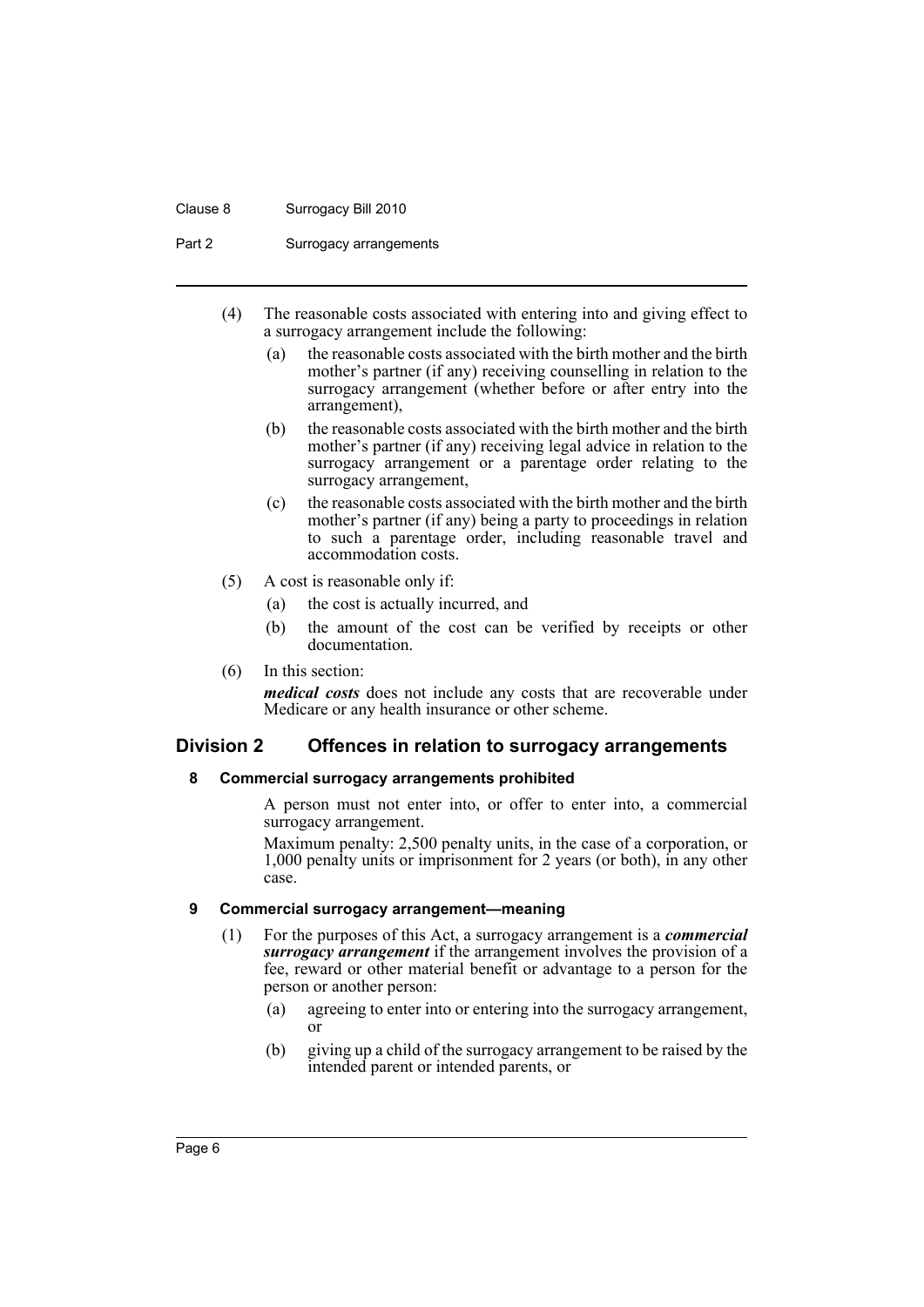(4) The reasonable costs associated with entering into and giving effect to a surrogacy arrangement include the following:

(a) the reasonable costs associated with the birth mother and the birth mother's partner (if any) receiving counselling in relation to the surrogacy arrangement (whether before or after entry into the arrangement),

(b) the reasonable costs associated with the birth mother and the birth mother's partner (if any) receiving legal advice in relation to the surrogacy arrangement or a parentage order relating to the surrogacy arrangement,

(c) the reasonable costs associated with the birth mother and the birth mother's partner (if any) being a party to proceedings in relation to such a parentage order, including reasonable travel and accommodation costs.

(5) A cost is reasonable only if:

(a) the cost is actually incurred, and

(b) the amount of the cost can be verified by receipts or other documentation.

(6) In this section:

***medical costs*** does not include any costs that are recoverable under Medicare or any health insurance or other scheme.

## Division 2 Offences in relation to surrogacy arrangements

### 8 Commercial surrogacy arrangements prohibited

A person must not enter into, or offer to enter into, a commercial surrogacy arrangement.

Maximum penalty: 2,500 penalty units, in the case of a corporation, or 1,000 penalty units or imprisonment for 2 years (or both), in any other case.

### 9 Commercial surrogacy arrangement—meaning

(1) For the purposes of this Act, a surrogacy arrangement is a ***commercial surrogacy arrangement*** if the arrangement involves the provision of a fee, reward or other material benefit or advantage to a person for the person or another person:

(a) agreeing to enter into or entering into the surrogacy arrangement, or

(b) giving up a child of the surrogacy arrangement to be raised by the intended parent or intended parents, or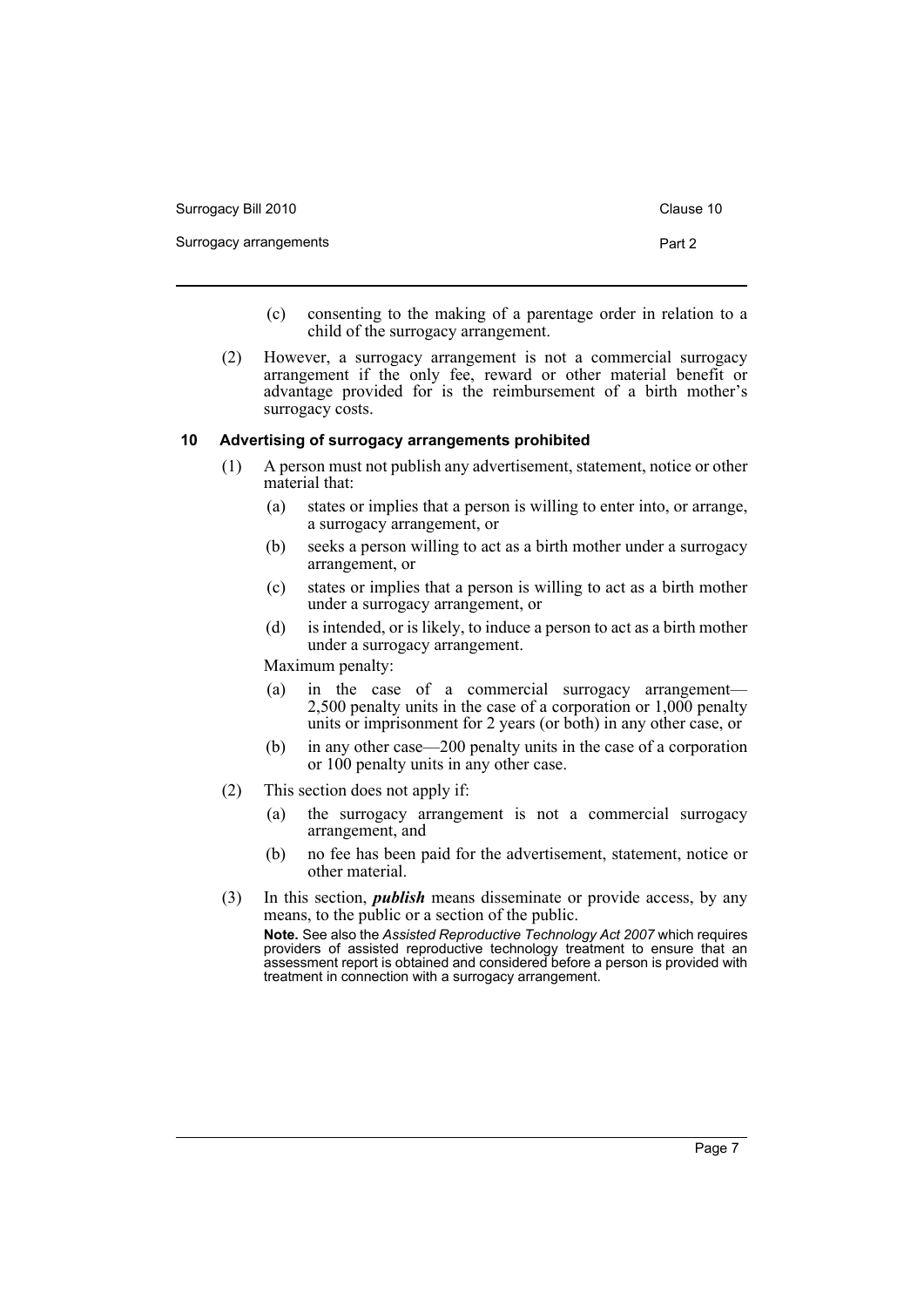(c) consenting to the making of a parentage order in relation to a child of the surrogacy arrangement.

(2) However, a surrogacy arrangement is not a commercial surrogacy arrangement if the only fee, reward or other material benefit or advantage provided for is the reimbursement of a birth mother's surrogacy costs.

### 10 Advertising of surrogacy arrangements prohibited

(1) A person must not publish any advertisement, statement, notice or other material that:

(a) states or implies that a person is willing to enter into, or arrange, a surrogacy arrangement, or

(b) seeks a person willing to act as a birth mother under a surrogacy arrangement, or

(c) states or implies that a person is willing to act as a birth mother under a surrogacy arrangement, or

(d) is intended, or is likely, to induce a person to act as a birth mother under a surrogacy arrangement.

Maximum penalty:

(a) in the case of a commercial surrogacy arrangement—2,500 penalty units in the case of a corporation or 1,000 penalty units or imprisonment for 2 years (or both) in any other case, or

(b) in any other case—200 penalty units in the case of a corporation or 100 penalty units in any other case.

(2) This section does not apply if:

(a) the surrogacy arrangement is not a commercial surrogacy arrangement, and

(b) no fee has been paid for the advertisement, statement, notice or other material.

(3) In this section, ***publish*** means disseminate or provide access, by any means, to the public or a section of the public.

**Note.** See also the *Assisted Reproductive Technology Act 2007* which requires providers of assisted reproductive technology treatment to ensure that an assessment report is obtained and considered before a person is provided with treatment in connection with a surrogacy arrangement.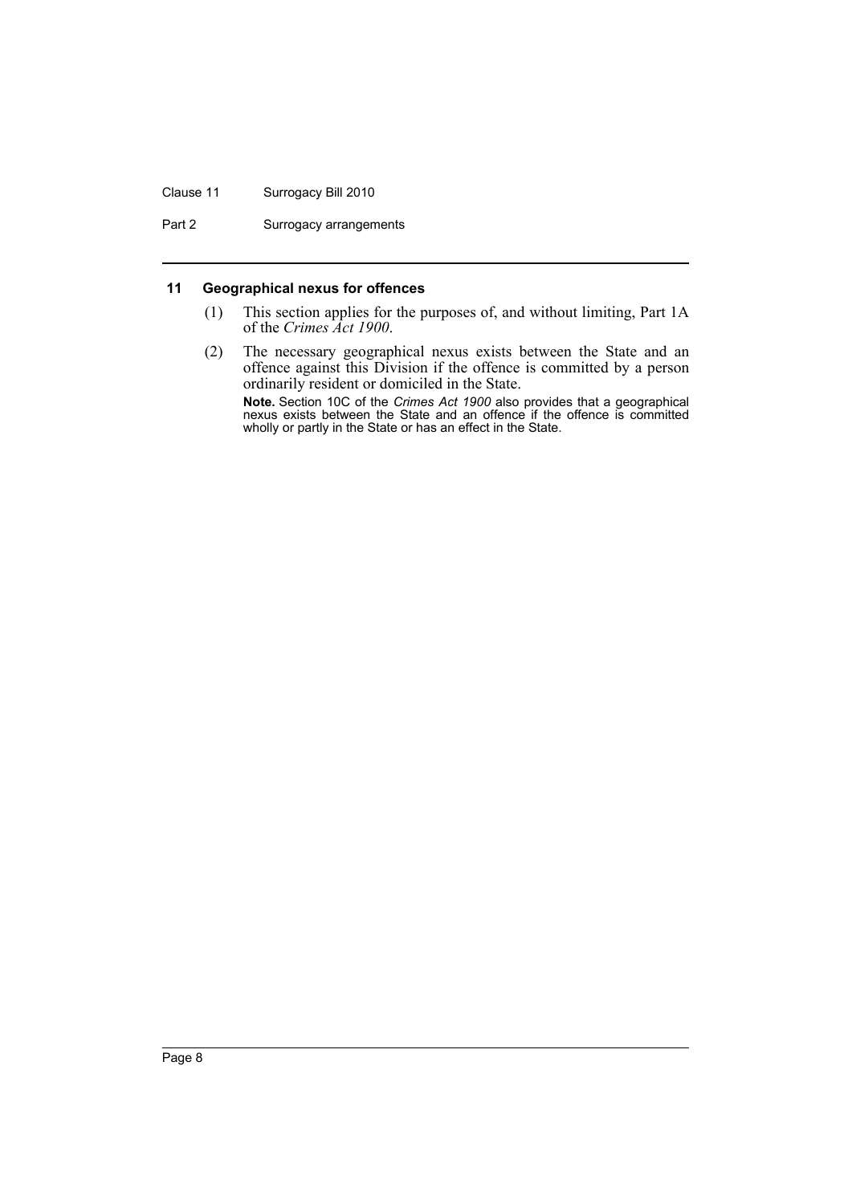### 11 Geographical nexus for offences

(1) This section applies for the purposes of, and without limiting, Part 1A of the *Crimes Act 1900*.

(2) The necessary geographical nexus exists between the State and an offence against this Division if the offence is committed by a person ordinarily resident or domiciled in the State.

**Note.** Section 10C of the *Crimes Act 1900* also provides that a geographical nexus exists between the State and an offence if the offence is committed wholly or partly in the State or has an effect in the State.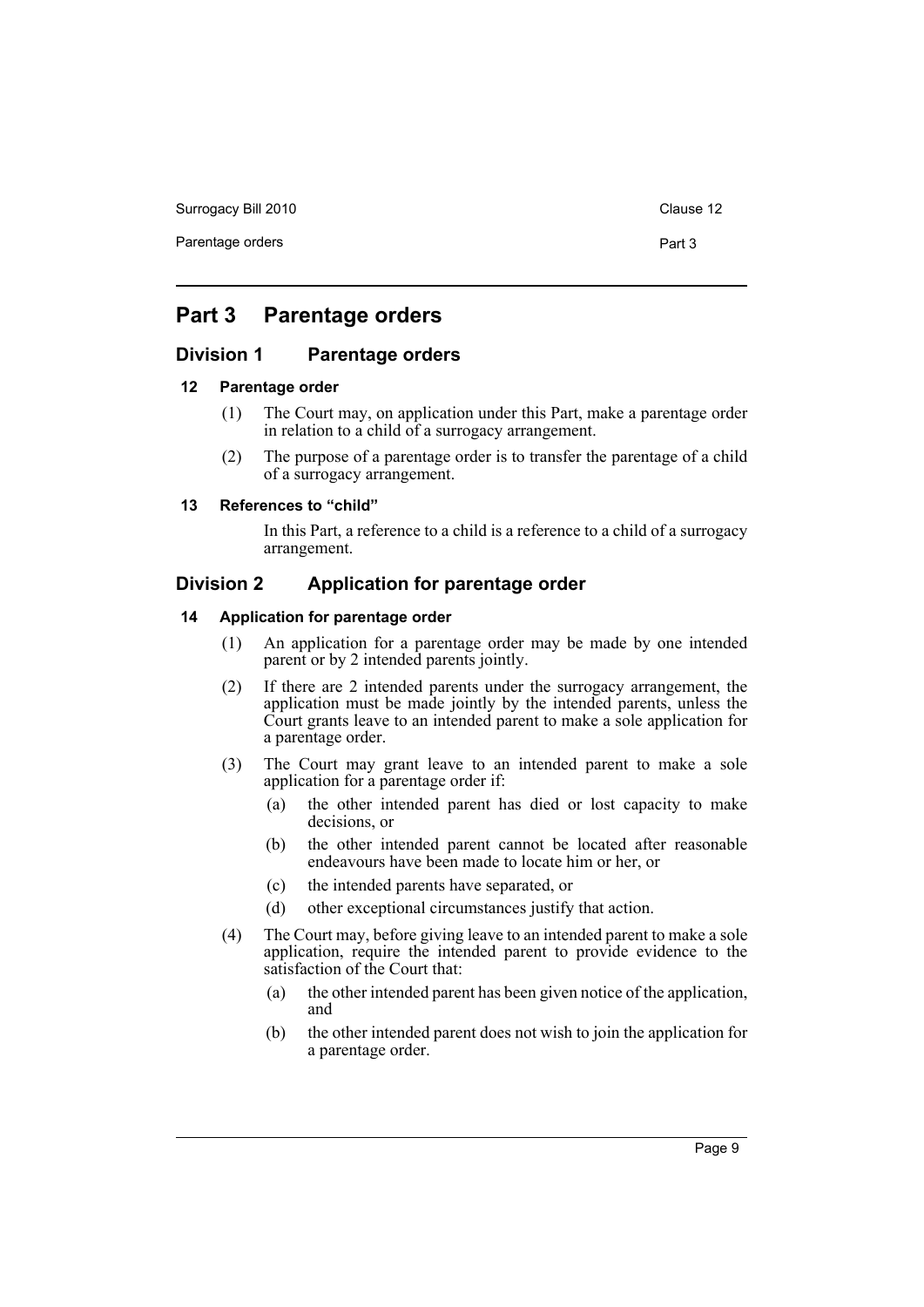# Part 3 Parentage orders

## Division 1 Parentage orders

### 12 Parentage order

(1) The Court may, on application under this Part, make a parentage order in relation to a child of a surrogacy arrangement.

(2) The purpose of a parentage order is to transfer the parentage of a child of a surrogacy arrangement.

### 13 References to "child"

In this Part, a reference to a child is a reference to a child of a surrogacy arrangement.

## Division 2 Application for parentage order

### 14 Application for parentage order

(1) An application for a parentage order may be made by one intended parent or by 2 intended parents jointly.

(2) If there are 2 intended parents under the surrogacy arrangement, the application must be made jointly by the intended parents, unless the Court grants leave to an intended parent to make a sole application for a parentage order.

(3) The Court may grant leave to an intended parent to make a sole application for a parentage order if:

- (a) the other intended parent has died or lost capacity to make decisions, or
- (b) the other intended parent cannot be located after reasonable endeavours have been made to locate him or her, or
- (c) the intended parents have separated, or
- (d) other exceptional circumstances justify that action.

(4) The Court may, before giving leave to an intended parent to make a sole application, require the intended parent to provide evidence to the satisfaction of the Court that:

- (a) the other intended parent has been given notice of the application, and
- (b) the other intended parent does not wish to join the application for a parentage order.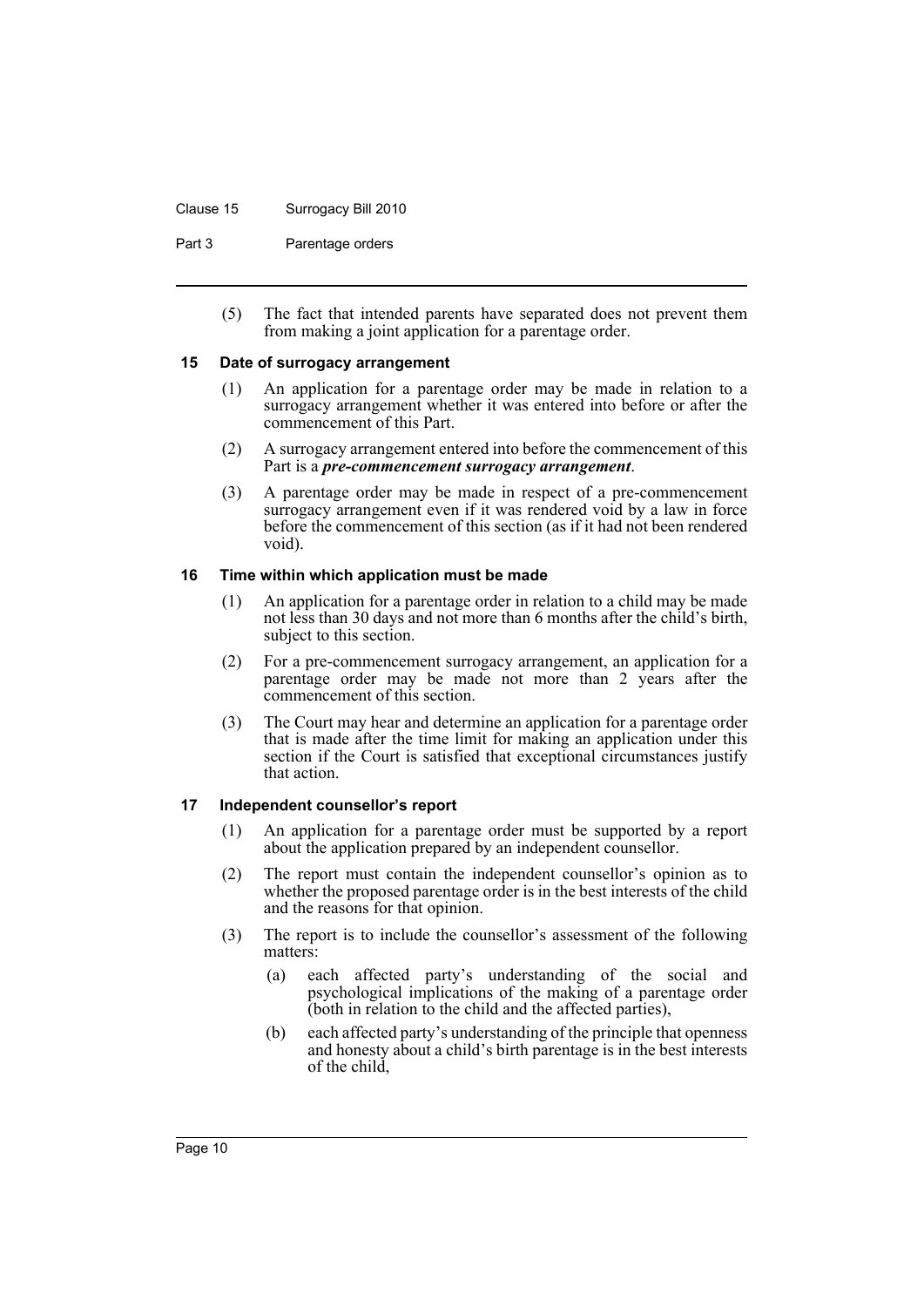(5) The fact that intended parents have separated does not prevent them from making a joint application for a parentage order.

### 15 Date of surrogacy arrangement

(1) An application for a parentage order may be made in relation to a surrogacy arrangement whether it was entered into before or after the commencement of this Part.

(2) A surrogacy arrangement entered into before the commencement of this Part is a ***pre-commencement surrogacy arrangement***.

(3) A parentage order may be made in respect of a pre-commencement surrogacy arrangement even if it was rendered void by a law in force before the commencement of this section (as if it had not been rendered void).

### 16 Time within which application must be made

(1) An application for a parentage order in relation to a child may be made not less than 30 days and not more than 6 months after the child's birth, subject to this section.

(2) For a pre-commencement surrogacy arrangement, an application for a parentage order may be made not more than 2 years after the commencement of this section.

(3) The Court may hear and determine an application for a parentage order that is made after the time limit for making an application under this section if the Court is satisfied that exceptional circumstances justify that action.

### 17 Independent counsellor's report

(1) An application for a parentage order must be supported by a report about the application prepared by an independent counsellor.

(2) The report must contain the independent counsellor's opinion as to whether the proposed parentage order is in the best interests of the child and the reasons for that opinion.

(3) The report is to include the counsellor's assessment of the following matters:

(a) each affected party's understanding of the social and psychological implications of the making of a parentage order (both in relation to the child and the affected parties),

(b) each affected party's understanding of the principle that openness and honesty about a child's birth parentage is in the best interests of the child,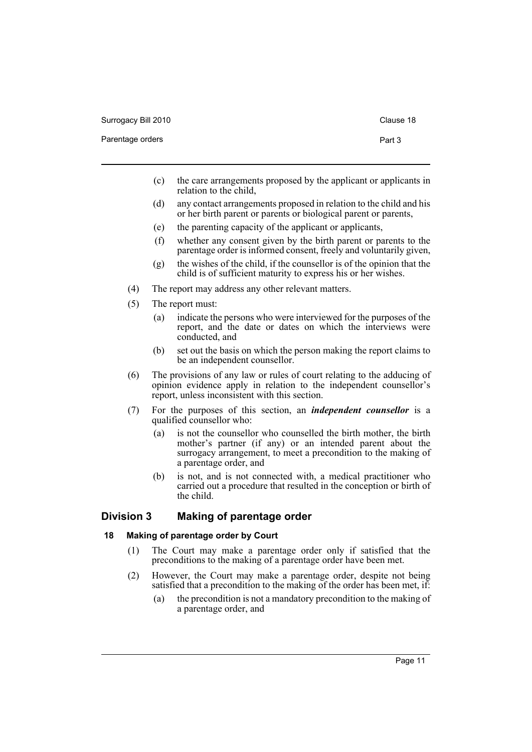(c) the care arrangements proposed by the applicant or applicants in relation to the child,

(d) any contact arrangements proposed in relation to the child and his or her birth parent or parents or biological parent or parents,

(e) the parenting capacity of the applicant or applicants,

(f) whether any consent given by the birth parent or parents to the parentage order is informed consent, freely and voluntarily given,

(g) the wishes of the child, if the counsellor is of the opinion that the child is of sufficient maturity to express his or her wishes.

(4) The report may address any other relevant matters.

(5) The report must:

(a) indicate the persons who were interviewed for the purposes of the report, and the date or dates on which the interviews were conducted, and

(b) set out the basis on which the person making the report claims to be an independent counsellor.

(6) The provisions of any law or rules of court relating to the adducing of opinion evidence apply in relation to the independent counsellor's report, unless inconsistent with this section.

(7) For the purposes of this section, an ***independent counsellor*** is a qualified counsellor who:

(a) is not the counsellor who counselled the birth mother, the birth mother's partner (if any) or an intended parent about the surrogacy arrangement, to meet a precondition to the making of a parentage order, and

(b) is not, and is not connected with, a medical practitioner who carried out a procedure that resulted in the conception or birth of the child.

## Division 3 Making of parentage order

### 18 Making of parentage order by Court

(1) The Court may make a parentage order only if satisfied that the preconditions to the making of a parentage order have been met.

(2) However, the Court may make a parentage order, despite not being satisfied that a precondition to the making of the order has been met, if:

(a) the precondition is not a mandatory precondition to the making of a parentage order, and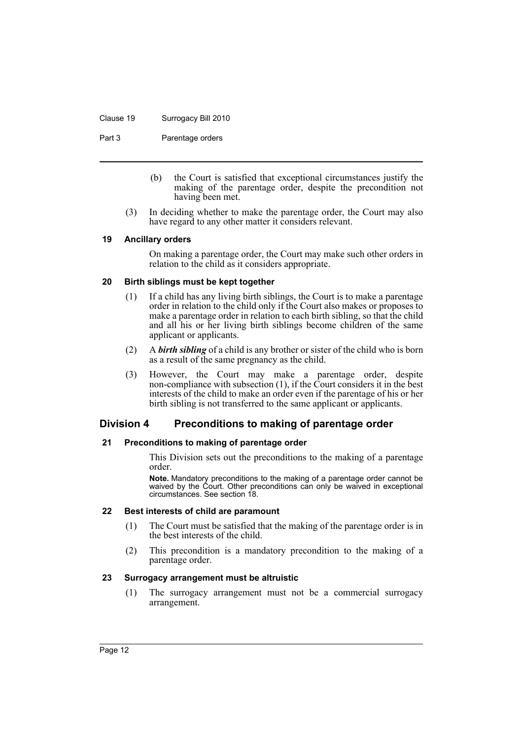(b) the Court is satisfied that exceptional circumstances justify the making of the parentage order, despite the precondition not having been met.

(3) In deciding whether to make the parentage order, the Court may also have regard to any other matter it considers relevant.

#### 19 Ancillary orders

On making a parentage order, the Court may make such other orders in relation to the child as it considers appropriate.

#### 20 Birth siblings must be kept together

(1) If a child has any living birth siblings, the Court is to make a parentage order in relation to the child only if the Court also makes or proposes to make a parentage order in relation to each birth sibling, so that the child and all his or her living birth siblings become children of the same applicant or applicants.

(2) A ***birth sibling*** of a child is any brother or sister of the child who is born as a result of the same pregnancy as the child.

(3) However, the Court may make a parentage order, despite non-compliance with subsection (1), if the Court considers it in the best interests of the child to make an order even if the parentage of his or her birth sibling is not transferred to the same applicant or applicants.

### Division 4 Preconditions to making of parentage order

#### 21 Preconditions to making of parentage order

This Division sets out the preconditions to the making of a parentage order.

**Note.** Mandatory preconditions to the making of a parentage order cannot be waived by the Court. Other preconditions can only be waived in exceptional circumstances. See section 18.

#### 22 Best interests of child are paramount

(1) The Court must be satisfied that the making of the parentage order is in the best interests of the child.

(2) This precondition is a mandatory precondition to the making of a parentage order.

#### 23 Surrogacy arrangement must be altruistic

(1) The surrogacy arrangement must not be a commercial surrogacy arrangement.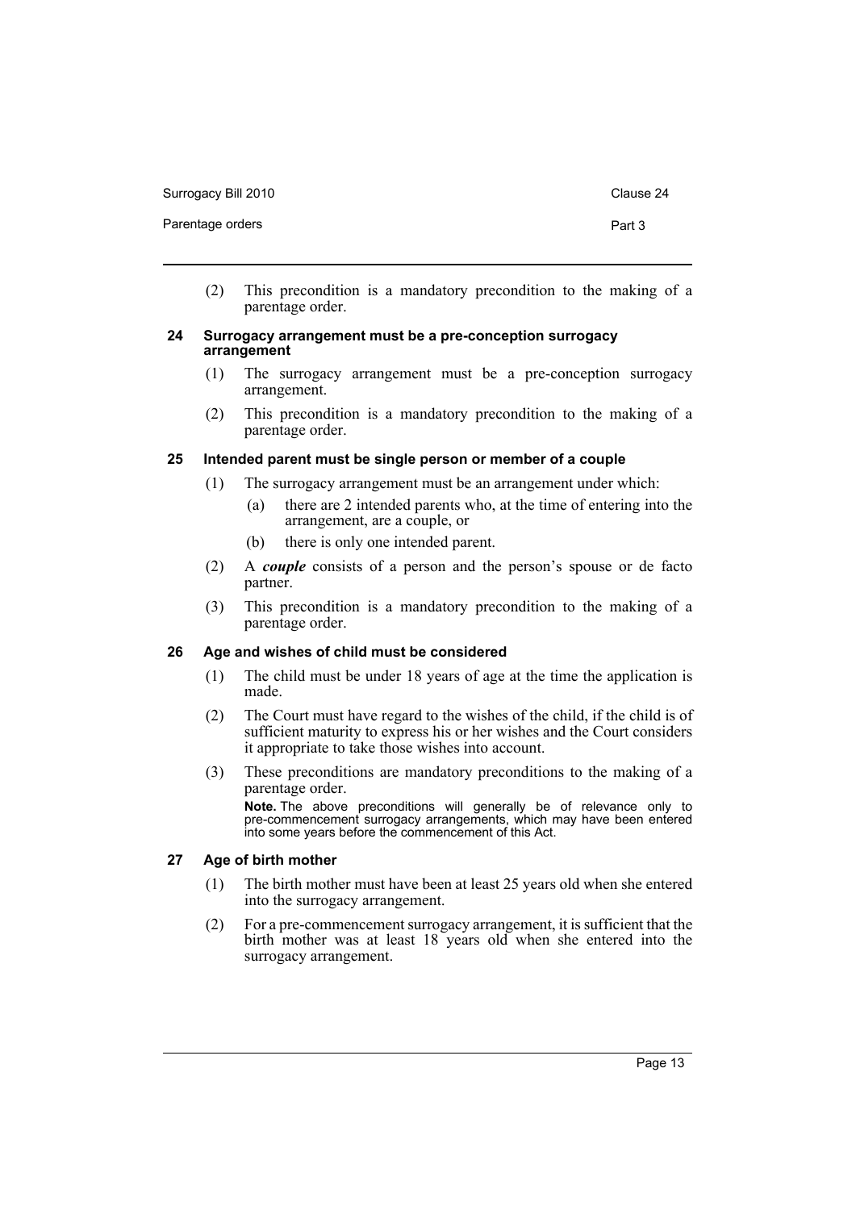(2) This precondition is a mandatory precondition to the making of a parentage order.

### 24 Surrogacy arrangement must be a pre-conception surrogacy arrangement

(1) The surrogacy arrangement must be a pre-conception surrogacy arrangement.

(2) This precondition is a mandatory precondition to the making of a parentage order.

### 25 Intended parent must be single person or member of a couple

(1) The surrogacy arrangement must be an arrangement under which:

- (a) there are 2 intended parents who, at the time of entering into the arrangement, are a couple, or
- (b) there is only one intended parent.

(2) A ***couple*** consists of a person and the person's spouse or de facto partner.

(3) This precondition is a mandatory precondition to the making of a parentage order.

### 26 Age and wishes of child must be considered

(1) The child must be under 18 years of age at the time the application is made.

(2) The Court must have regard to the wishes of the child, if the child is of sufficient maturity to express his or her wishes and the Court considers it appropriate to take those wishes into account.

(3) These preconditions are mandatory preconditions to the making of a parentage order.

**Note.** The above preconditions will generally be of relevance only to pre-commencement surrogacy arrangements, which may have been entered into some years before the commencement of this Act.

### 27 Age of birth mother

(1) The birth mother must have been at least 25 years old when she entered into the surrogacy arrangement.

(2) For a pre-commencement surrogacy arrangement, it is sufficient that the birth mother was at least 18 years old when she entered into the surrogacy arrangement.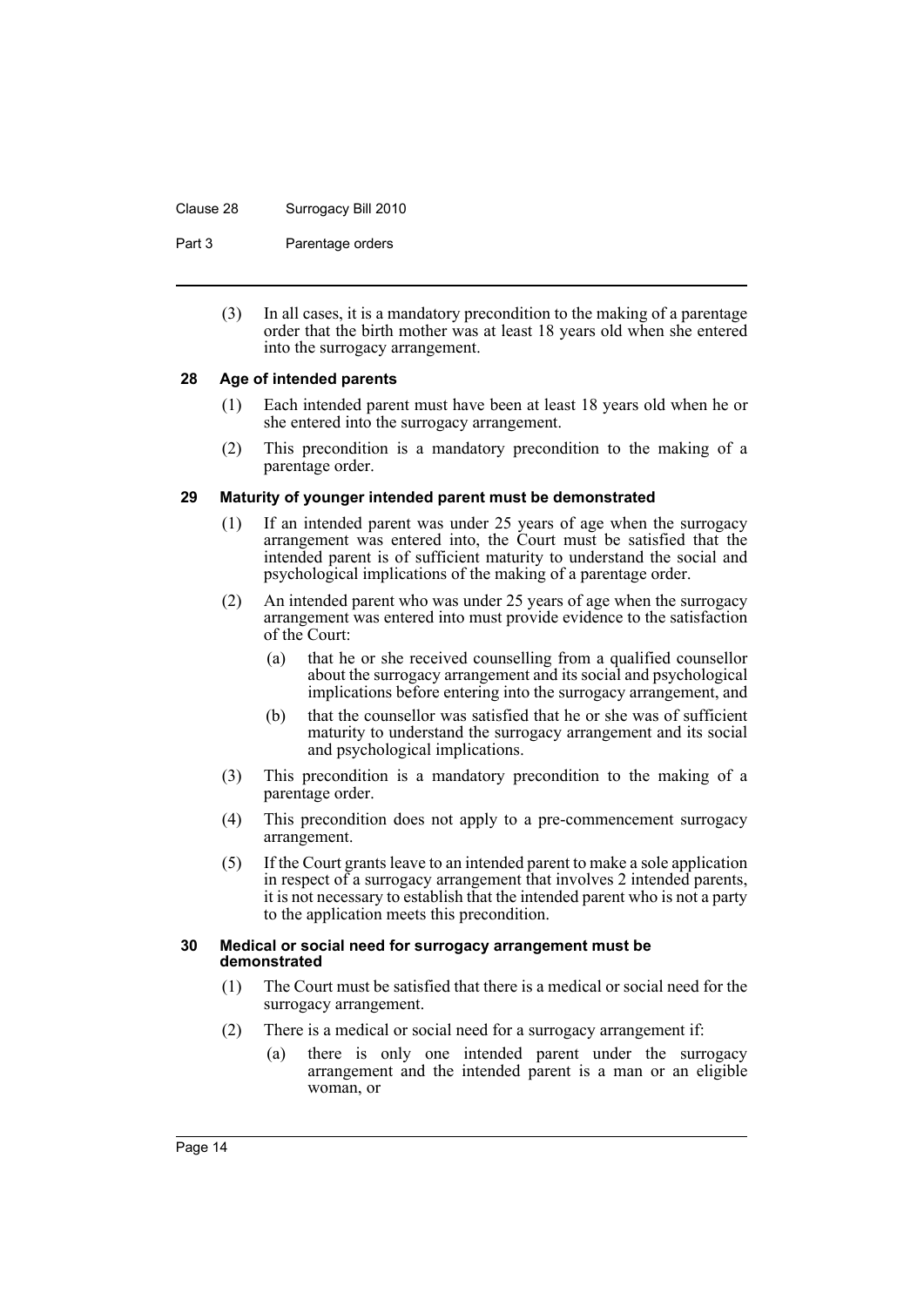(3) In all cases, it is a mandatory precondition to the making of a parentage order that the birth mother was at least 18 years old when she entered into the surrogacy arrangement.

### 28 Age of intended parents

(1) Each intended parent must have been at least 18 years old when he or she entered into the surrogacy arrangement.

(2) This precondition is a mandatory precondition to the making of a parentage order.

### 29 Maturity of younger intended parent must be demonstrated

(1) If an intended parent was under 25 years of age when the surrogacy arrangement was entered into, the Court must be satisfied that the intended parent is of sufficient maturity to understand the social and psychological implications of the making of a parentage order.

(2) An intended parent who was under 25 years of age when the surrogacy arrangement was entered into must provide evidence to the satisfaction of the Court:

- (a) that he or she received counselling from a qualified counsellor about the surrogacy arrangement and its social and psychological implications before entering into the surrogacy arrangement, and
- (b) that the counsellor was satisfied that he or she was of sufficient maturity to understand the surrogacy arrangement and its social and psychological implications.

(3) This precondition is a mandatory precondition to the making of a parentage order.

(4) This precondition does not apply to a pre-commencement surrogacy arrangement.

(5) If the Court grants leave to an intended parent to make a sole application in respect of a surrogacy arrangement that involves 2 intended parents, it is not necessary to establish that the intended parent who is not a party to the application meets this precondition.

### 30 Medical or social need for surrogacy arrangement must be demonstrated

(1) The Court must be satisfied that there is a medical or social need for the surrogacy arrangement.

(2) There is a medical or social need for a surrogacy arrangement if:

- (a) there is only one intended parent under the surrogacy arrangement and the intended parent is a man or an eligible woman, or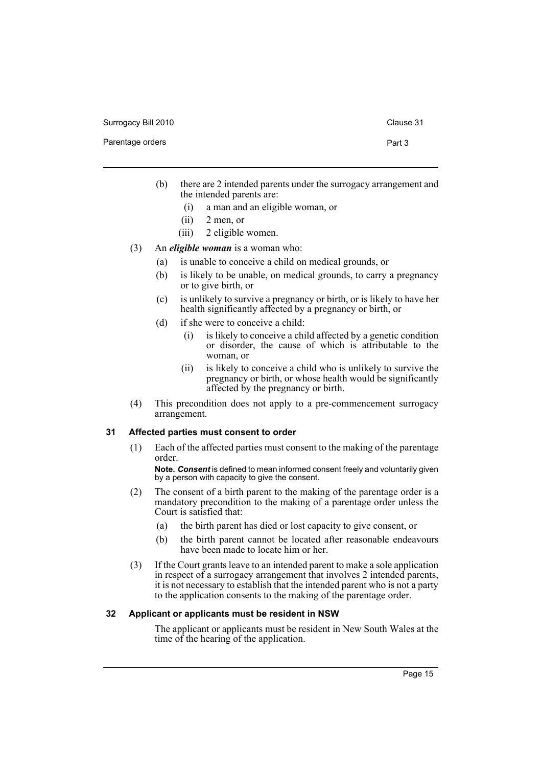(b) there are 2 intended parents under the surrogacy arrangement and the intended parents are:

   (i) a man and an eligible woman, or

   (ii) 2 men, or

   (iii) 2 eligible women.

(3) An ***eligible woman*** is a woman who:

   (a) is unable to conceive a child on medical grounds, or

   (b) is likely to be unable, on medical grounds, to carry a pregnancy or to give birth, or

   (c) is unlikely to survive a pregnancy or birth, or is likely to have her health significantly affected by a pregnancy or birth, or

   (d) if she were to conceive a child:

      (i) is likely to conceive a child affected by a genetic condition or disorder, the cause of which is attributable to the woman, or

      (ii) is likely to conceive a child who is unlikely to survive the pregnancy or birth, or whose health would be significantly affected by the pregnancy or birth.

(4) This precondition does not apply to a pre-commencement surrogacy arrangement.

### 31 Affected parties must consent to order

(1) Each of the affected parties must consent to the making of the parentage order.

**Note.** ***Consent*** is defined to mean informed consent freely and voluntarily given by a person with capacity to give the consent.

(2) The consent of a birth parent to the making of the parentage order is a mandatory precondition to the making of a parentage order unless the Court is satisfied that:

   (a) the birth parent has died or lost capacity to give consent, or

   (b) the birth parent cannot be located after reasonable endeavours have been made to locate him or her.

(3) If the Court grants leave to an intended parent to make a sole application in respect of a surrogacy arrangement that involves 2 intended parents, it is not necessary to establish that the intended parent who is not a party to the application consents to the making of the parentage order.

### 32 Applicant or applicants must be resident in NSW

The applicant or applicants must be resident in New South Wales at the time of the hearing of the application.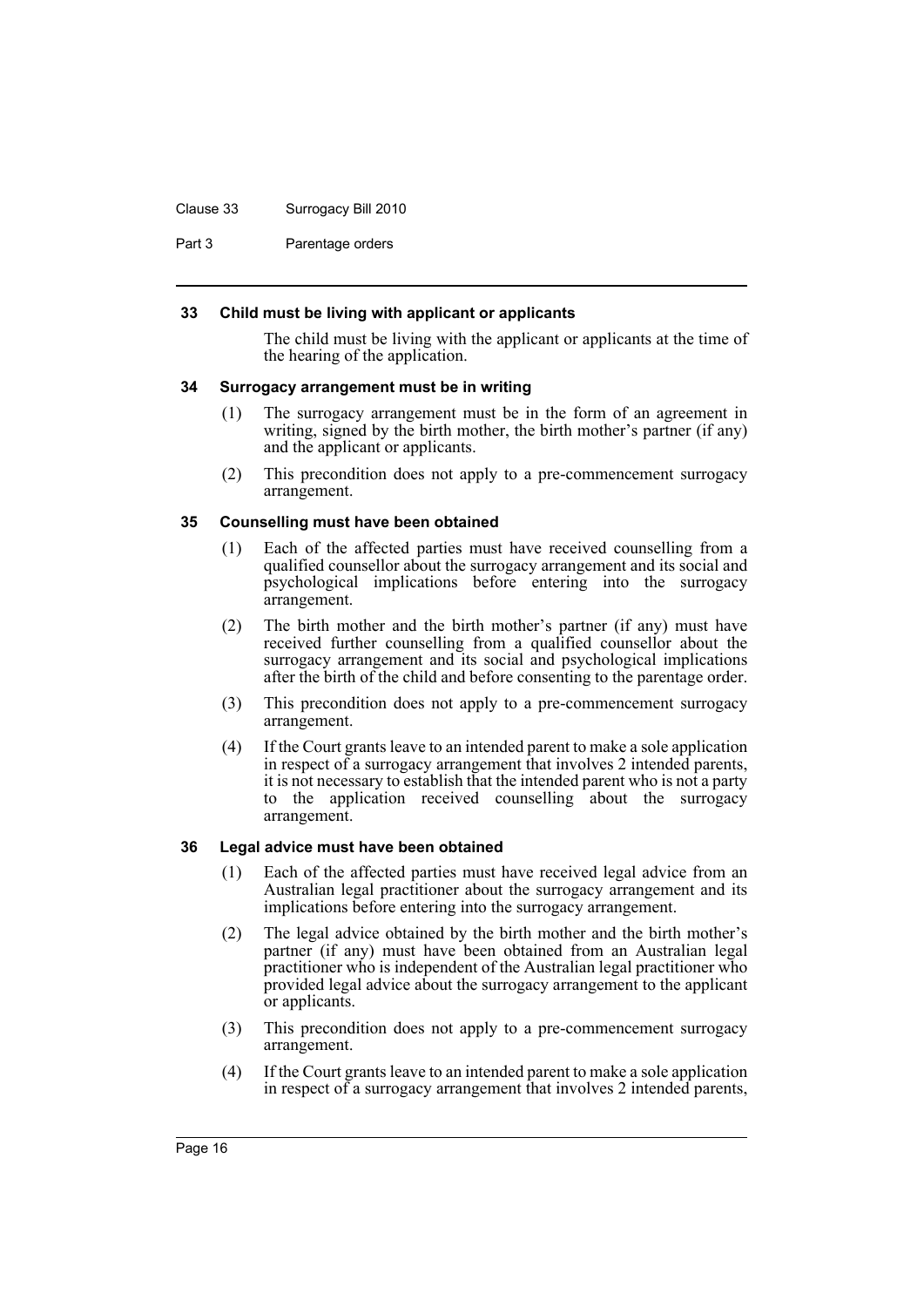### 33 Child must be living with applicant or applicants

The child must be living with the applicant or applicants at the time of the hearing of the application.

### 34 Surrogacy arrangement must be in writing

(1) The surrogacy arrangement must be in the form of an agreement in writing, signed by the birth mother, the birth mother's partner (if any) and the applicant or applicants.

(2) This precondition does not apply to a pre-commencement surrogacy arrangement.

### 35 Counselling must have been obtained

(1) Each of the affected parties must have received counselling from a qualified counsellor about the surrogacy arrangement and its social and psychological implications before entering into the surrogacy arrangement.

(2) The birth mother and the birth mother's partner (if any) must have received further counselling from a qualified counsellor about the surrogacy arrangement and its social and psychological implications after the birth of the child and before consenting to the parentage order.

(3) This precondition does not apply to a pre-commencement surrogacy arrangement.

(4) If the Court grants leave to an intended parent to make a sole application in respect of a surrogacy arrangement that involves 2 intended parents, it is not necessary to establish that the intended parent who is not a party to the application received counselling about the surrogacy arrangement.

### 36 Legal advice must have been obtained

(1) Each of the affected parties must have received legal advice from an Australian legal practitioner about the surrogacy arrangement and its implications before entering into the surrogacy arrangement.

(2) The legal advice obtained by the birth mother and the birth mother's partner (if any) must have been obtained from an Australian legal practitioner who is independent of the Australian legal practitioner who provided legal advice about the surrogacy arrangement to the applicant or applicants.

(3) This precondition does not apply to a pre-commencement surrogacy arrangement.

(4) If the Court grants leave to an intended parent to make a sole application in respect of a surrogacy arrangement that involves 2 intended parents,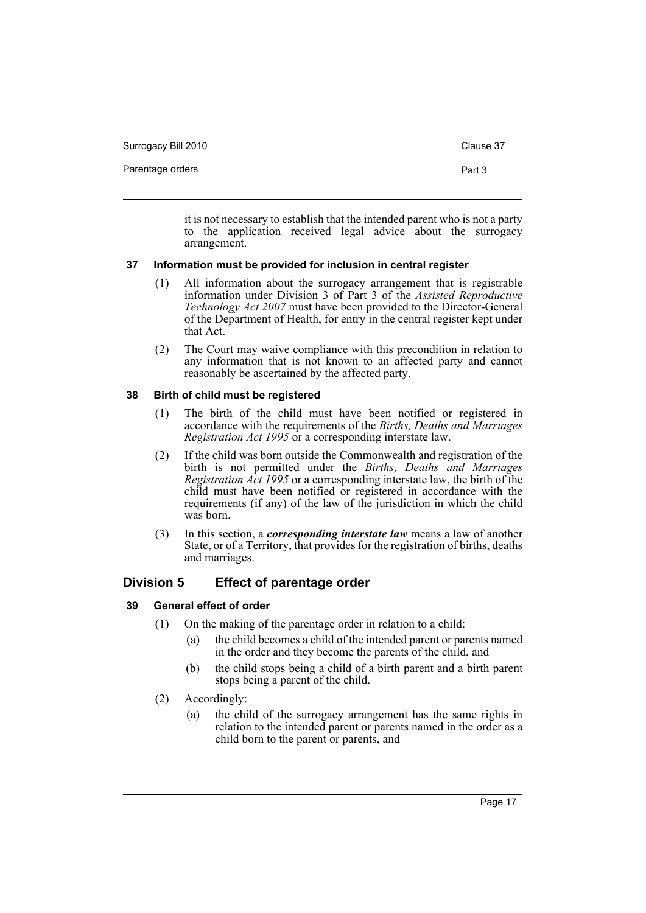it is not necessary to establish that the intended parent who is not a party to the application received legal advice about the surrogacy arrangement.

### 37 Information must be provided for inclusion in central register

(1) All information about the surrogacy arrangement that is registrable information under Division 3 of Part 3 of the *Assisted Reproductive Technology Act 2007* must have been provided to the Director-General of the Department of Health, for entry in the central register kept under that Act.

(2) The Court may waive compliance with this precondition in relation to any information that is not known to an affected party and cannot reasonably be ascertained by the affected party.

### 38 Birth of child must be registered

(1) The birth of the child must have been notified or registered in accordance with the requirements of the *Births, Deaths and Marriages Registration Act 1995* or a corresponding interstate law.

(2) If the child was born outside the Commonwealth and registration of the birth is not permitted under the *Births, Deaths and Marriages Registration Act 1995* or a corresponding interstate law, the birth of the child must have been notified or registered in accordance with the requirements (if any) of the law of the jurisdiction in which the child was born.

(3) In this section, a ***corresponding interstate law*** means a law of another State, or of a Territory, that provides for the registration of births, deaths and marriages.

## Division 5 Effect of parentage order

### 39 General effect of order

(1) On the making of the parentage order in relation to a child:

(a) the child becomes a child of the intended parent or parents named in the order and they become the parents of the child, and

(b) the child stops being a child of a birth parent and a birth parent stops being a parent of the child.

(2) Accordingly:

(a) the child of the surrogacy arrangement has the same rights in relation to the intended parent or parents named in the order as a child born to the parent or parents, and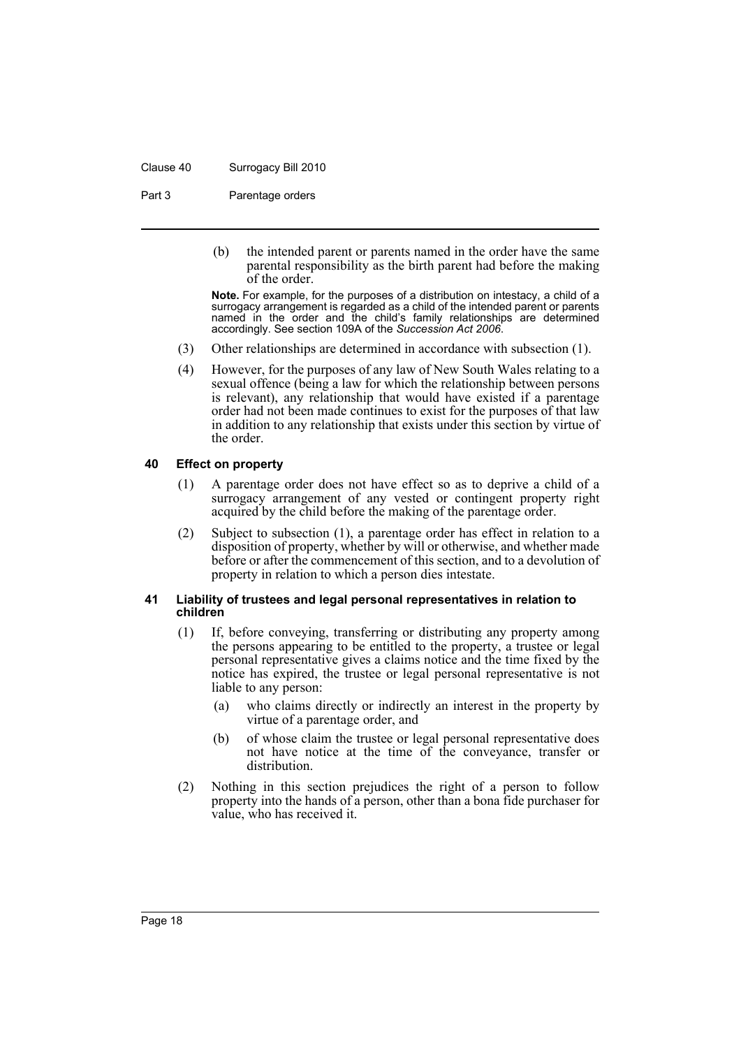(b) the intended parent or parents named in the order have the same parental responsibility as the birth parent had before the making of the order.

**Note.** For example, for the purposes of a distribution on intestacy, a child of a surrogacy arrangement is regarded as a child of the intended parent or parents named in the order and the child's family relationships are determined accordingly. See section 109A of the *Succession Act 2006*.

(3) Other relationships are determined in accordance with subsection (1).

(4) However, for the purposes of any law of New South Wales relating to a sexual offence (being a law for which the relationship between persons is relevant), any relationship that would have existed if a parentage order had not been made continues to exist for the purposes of that law in addition to any relationship that exists under this section by virtue of the order.

### 40 Effect on property

(1) A parentage order does not have effect so as to deprive a child of a surrogacy arrangement of any vested or contingent property right acquired by the child before the making of the parentage order.

(2) Subject to subsection (1), a parentage order has effect in relation to a disposition of property, whether by will or otherwise, and whether made before or after the commencement of this section, and to a devolution of property in relation to which a person dies intestate.

### 41 Liability of trustees and legal personal representatives in relation to children

(1) If, before conveying, transferring or distributing any property among the persons appearing to be entitled to the property, a trustee or legal personal representative gives a claims notice and the time fixed by the notice has expired, the trustee or legal personal representative is not liable to any person:

(a) who claims directly or indirectly an interest in the property by virtue of a parentage order, and

(b) of whose claim the trustee or legal personal representative does not have notice at the time of the conveyance, transfer or distribution.

(2) Nothing in this section prejudices the right of a person to follow property into the hands of a person, other than a bona fide purchaser for value, who has received it.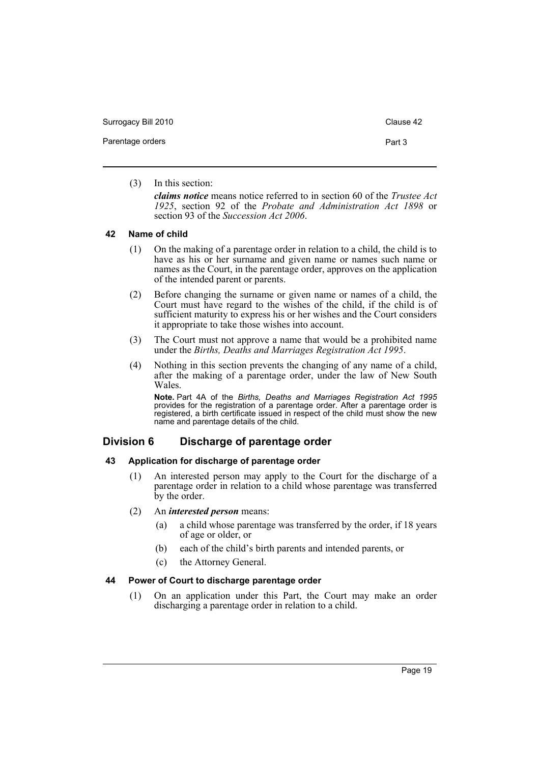(3) In this section:

*claims notice* means notice referred to in section 60 of the *Trustee Act 1925*, section 92 of the *Probate and Administration Act 1898* or section 93 of the *Succession Act 2006*.

### 42 Name of child

(1) On the making of a parentage order in relation to a child, the child is to have as his or her surname and given name or names such name or names as the Court, in the parentage order, approves on the application of the intended parent or parents.

(2) Before changing the surname or given name or names of a child, the Court must have regard to the wishes of the child, if the child is of sufficient maturity to express his or her wishes and the Court considers it appropriate to take those wishes into account.

(3) The Court must not approve a name that would be a prohibited name under the *Births, Deaths and Marriages Registration Act 1995*.

(4) Nothing in this section prevents the changing of any name of a child, after the making of a parentage order, under the law of New South Wales.

**Note.** Part 4A of the *Births, Deaths and Marriages Registration Act 1995* provides for the registration of a parentage order. After a parentage order is registered, a birth certificate issued in respect of the child must show the new name and parentage details of the child.

## Division 6 Discharge of parentage order

### 43 Application for discharge of parentage order

(1) An interested person may apply to the Court for the discharge of a parentage order in relation to a child whose parentage was transferred by the order.

(2) An *interested person* means:

- (a) a child whose parentage was transferred by the order, if 18 years of age or older, or
- (b) each of the child's birth parents and intended parents, or
- (c) the Attorney General.

### 44 Power of Court to discharge parentage order

(1) On an application under this Part, the Court may make an order discharging a parentage order in relation to a child.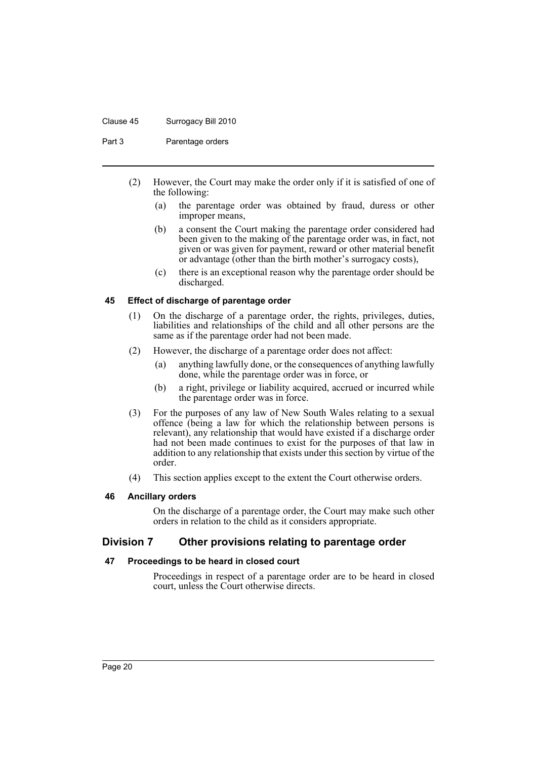(2) However, the Court may make the order only if it is satisfied of one of the following:

  (a) the parentage order was obtained by fraud, duress or other improper means,

  (b) a consent the Court making the parentage order considered had been given to the making of the parentage order was, in fact, not given or was given for payment, reward or other material benefit or advantage (other than the birth mother's surrogacy costs),

  (c) there is an exceptional reason why the parentage order should be discharged.

#### 45 Effect of discharge of parentage order

(1) On the discharge of a parentage order, the rights, privileges, duties, liabilities and relationships of the child and all other persons are the same as if the parentage order had not been made.

(2) However, the discharge of a parentage order does not affect:

  (a) anything lawfully done, or the consequences of anything lawfully done, while the parentage order was in force, or

  (b) a right, privilege or liability acquired, accrued or incurred while the parentage order was in force.

(3) For the purposes of any law of New South Wales relating to a sexual offence (being a law for which the relationship between persons is relevant), any relationship that would have existed if a discharge order had not been made continues to exist for the purposes of that law in addition to any relationship that exists under this section by virtue of the order.

(4) This section applies except to the extent the Court otherwise orders.

#### 46 Ancillary orders

On the discharge of a parentage order, the Court may make such other orders in relation to the child as it considers appropriate.

### Division 7 Other provisions relating to parentage order

#### 47 Proceedings to be heard in closed court

Proceedings in respect of a parentage order are to be heard in closed court, unless the Court otherwise directs.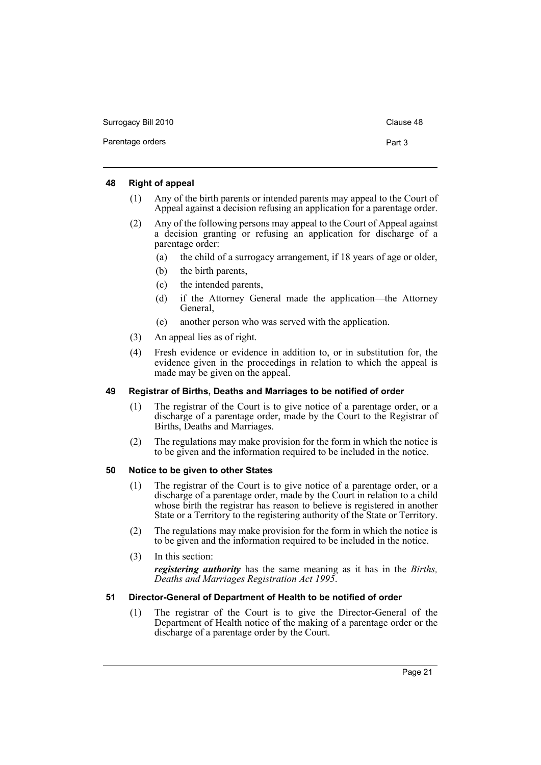### 48 Right of appeal

(1) Any of the birth parents or intended parents may appeal to the Court of Appeal against a decision refusing an application for a parentage order.

(2) Any of the following persons may appeal to the Court of Appeal against a decision granting or refusing an application for discharge of a parentage order:

- (a) the child of a surrogacy arrangement, if 18 years of age or older,
- (b) the birth parents,
- (c) the intended parents,
- (d) if the Attorney General made the application—the Attorney General,
- (e) another person who was served with the application.

(3) An appeal lies as of right.

(4) Fresh evidence or evidence in addition to, or in substitution for, the evidence given in the proceedings in relation to which the appeal is made may be given on the appeal.

### 49 Registrar of Births, Deaths and Marriages to be notified of order

(1) The registrar of the Court is to give notice of a parentage order, or a discharge of a parentage order, made by the Court to the Registrar of Births, Deaths and Marriages.

(2) The regulations may make provision for the form in which the notice is to be given and the information required to be included in the notice.

### 50 Notice to be given to other States

(1) The registrar of the Court is to give notice of a parentage order, or a discharge of a parentage order, made by the Court in relation to a child whose birth the registrar has reason to believe is registered in another State or a Territory to the registering authority of the State or Territory.

(2) The regulations may make provision for the form in which the notice is to be given and the information required to be included in the notice.

(3) In this section:

***registering authority*** has the same meaning as it has in the *Births, Deaths and Marriages Registration Act 1995*.

### 51 Director-General of Department of Health to be notified of order

(1) The registrar of the Court is to give the Director-General of the Department of Health notice of the making of a parentage order or the discharge of a parentage order by the Court.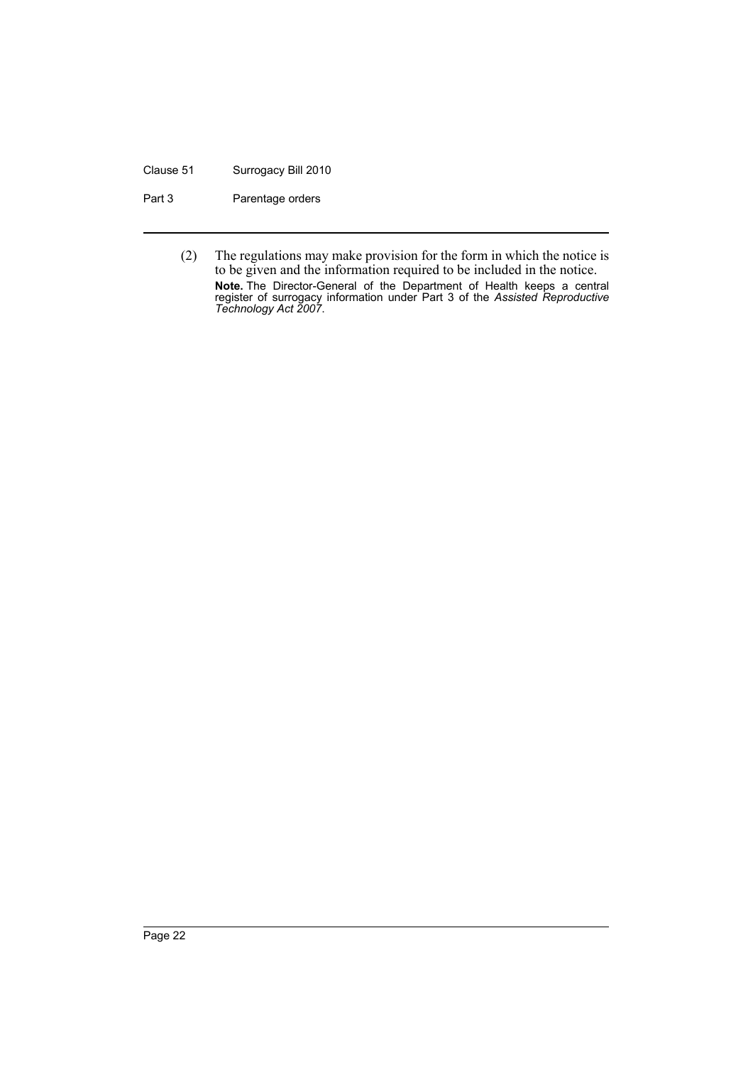(2) The regulations may make provision for the form in which the notice is to be given and the information required to be included in the notice.

**Note.** The Director-General of the Department of Health keeps a central register of surrogacy information under Part 3 of the *Assisted Reproductive Technology Act 2007*.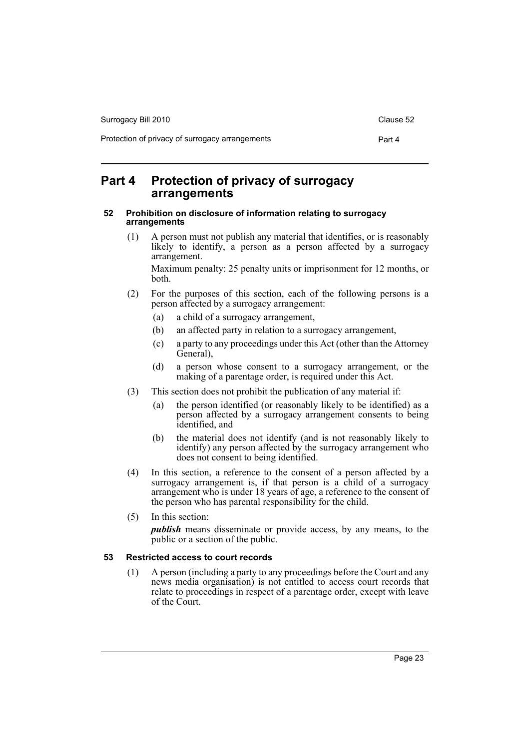# Part 4 Protection of privacy of surrogacy arrangements

## 52 Prohibition on disclosure of information relating to surrogacy arrangements

(1) A person must not publish any material that identifies, or is reasonably likely to identify, a person as a person affected by a surrogacy arrangement.

Maximum penalty: 25 penalty units or imprisonment for 12 months, or both.

(2) For the purposes of this section, each of the following persons is a person affected by a surrogacy arrangement:

- (a) a child of a surrogacy arrangement,
- (b) an affected party in relation to a surrogacy arrangement,
- (c) a party to any proceedings under this Act (other than the Attorney General),
- (d) a person whose consent to a surrogacy arrangement, or the making of a parentage order, is required under this Act.

(3) This section does not prohibit the publication of any material if:

- (a) the person identified (or reasonably likely to be identified) as a person affected by a surrogacy arrangement consents to being identified, and
- (b) the material does not identify (and is not reasonably likely to identify) any person affected by the surrogacy arrangement who does not consent to being identified.

(4) In this section, a reference to the consent of a person affected by a surrogacy arrangement is, if that person is a child of a surrogacy arrangement who is under 18 years of age, a reference to the consent of the person who has parental responsibility for the child.

(5) In this section:

***publish*** means disseminate or provide access, by any means, to the public or a section of the public.

## 53 Restricted access to court records

(1) A person (including a party to any proceedings before the Court and any news media organisation) is not entitled to access court records that relate to proceedings in respect of a parentage order, except with leave of the Court.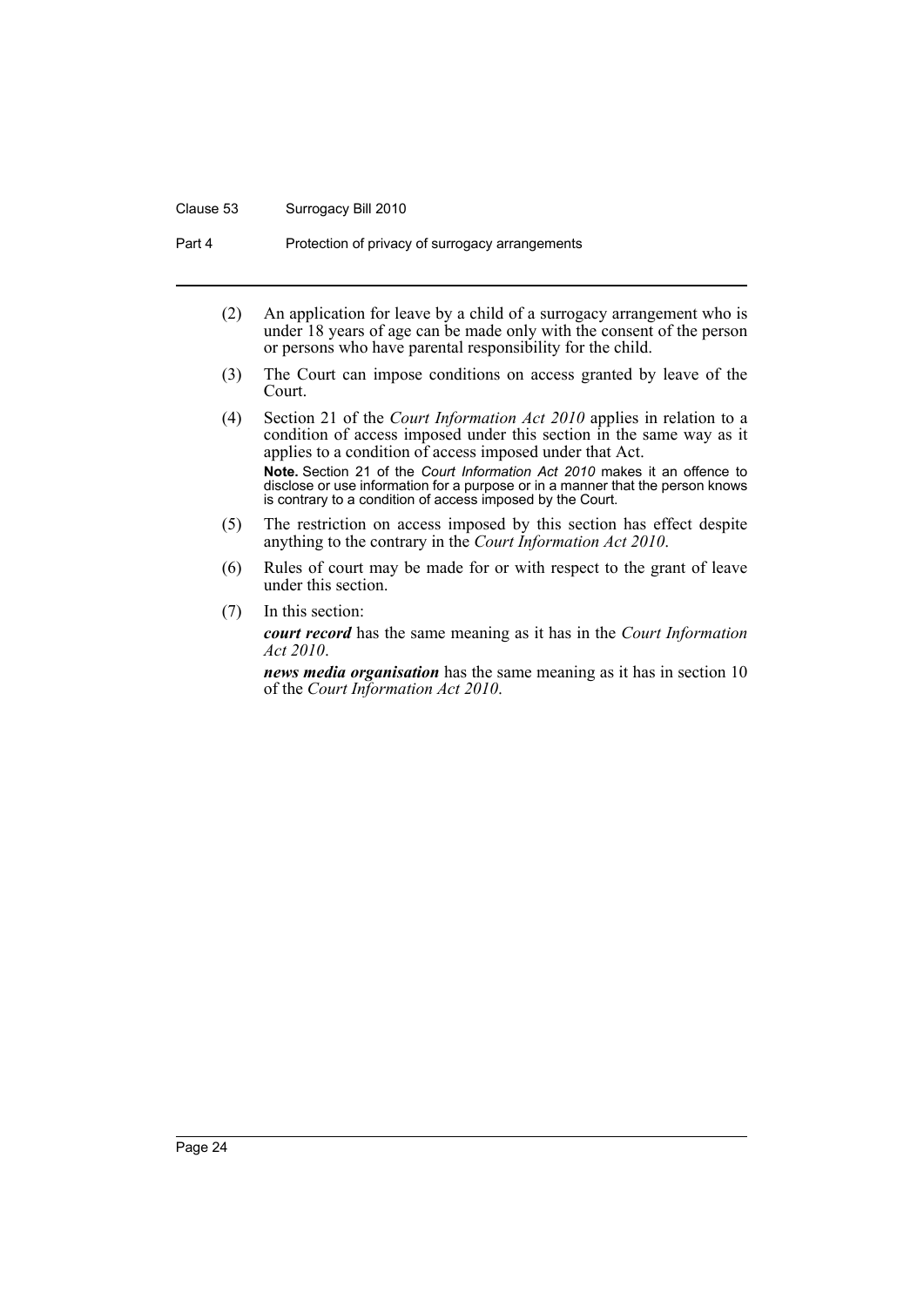(2) An application for leave by a child of a surrogacy arrangement who is under 18 years of age can be made only with the consent of the person or persons who have parental responsibility for the child.

(3) The Court can impose conditions on access granted by leave of the Court.

(4) Section 21 of the *Court Information Act 2010* applies in relation to a condition of access imposed under this section in the same way as it applies to a condition of access imposed under that Act.

**Note.** Section 21 of the *Court Information Act 2010* makes it an offence to disclose or use information for a purpose or in a manner that the person knows is contrary to a condition of access imposed by the Court.

(5) The restriction on access imposed by this section has effect despite anything to the contrary in the *Court Information Act 2010*.

(6) Rules of court may be made for or with respect to the grant of leave under this section.

(7) In this section:

***court record*** has the same meaning as it has in the *Court Information Act 2010*.

***news media organisation*** has the same meaning as it has in section 10 of the *Court Information Act 2010*.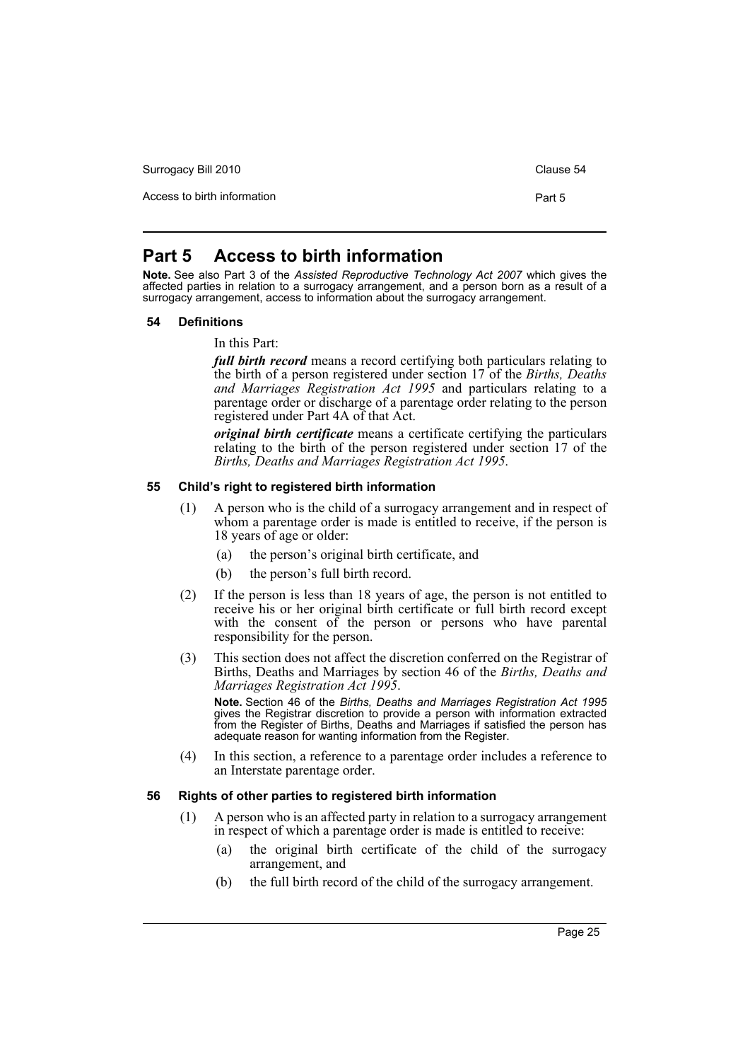# Part 5 Access to birth information

**Note.** See also Part 3 of the *Assisted Reproductive Technology Act 2007* which gives the affected parties in relation to a surrogacy arrangement, and a person born as a result of a surrogacy arrangement, access to information about the surrogacy arrangement.

### 54 Definitions

In this Part:

***full birth record*** means a record certifying both particulars relating to the birth of a person registered under section 17 of the *Births, Deaths and Marriages Registration Act 1995* and particulars relating to a parentage order or discharge of a parentage order relating to the person registered under Part 4A of that Act.

***original birth certificate*** means a certificate certifying the particulars relating to the birth of the person registered under section 17 of the *Births, Deaths and Marriages Registration Act 1995*.

### 55 Child's right to registered birth information

(1) A person who is the child of a surrogacy arrangement and in respect of whom a parentage order is made is entitled to receive, if the person is 18 years of age or older:

- (a) the person's original birth certificate, and
- (b) the person's full birth record.

(2) If the person is less than 18 years of age, the person is not entitled to receive his or her original birth certificate or full birth record except with the consent of the person or persons who have parental responsibility for the person.

(3) This section does not affect the discretion conferred on the Registrar of Births, Deaths and Marriages by section 46 of the *Births, Deaths and Marriages Registration Act 1995*.

**Note.** Section 46 of the *Births, Deaths and Marriages Registration Act 1995* gives the Registrar discretion to provide a person with information extracted from the Register of Births, Deaths and Marriages if satisfied the person has adequate reason for wanting information from the Register.

(4) In this section, a reference to a parentage order includes a reference to an Interstate parentage order.

### 56 Rights of other parties to registered birth information

(1) A person who is an affected party in relation to a surrogacy arrangement in respect of which a parentage order is made is entitled to receive:

- (a) the original birth certificate of the child of the surrogacy arrangement, and
- (b) the full birth record of the child of the surrogacy arrangement.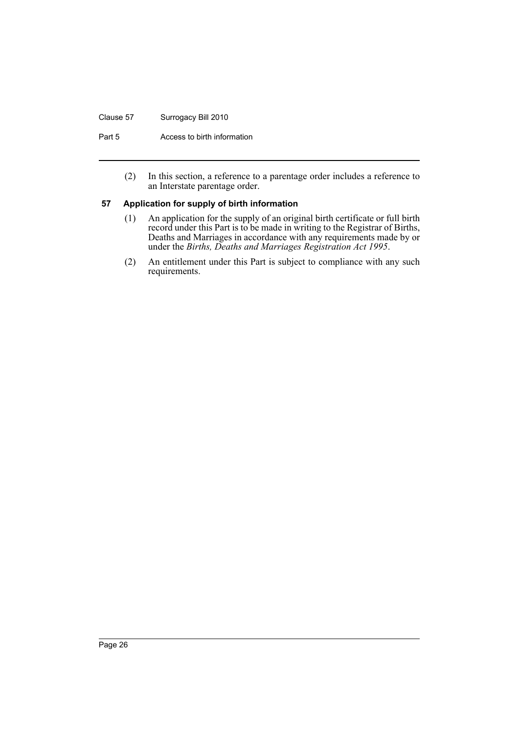(2) In this section, a reference to a parentage order includes a reference to an Interstate parentage order.

### 57 Application for supply of birth information

(1) An application for the supply of an original birth certificate or full birth record under this Part is to be made in writing to the Registrar of Births, Deaths and Marriages in accordance with any requirements made by or under the *Births, Deaths and Marriages Registration Act 1995*.

(2) An entitlement under this Part is subject to compliance with any such requirements.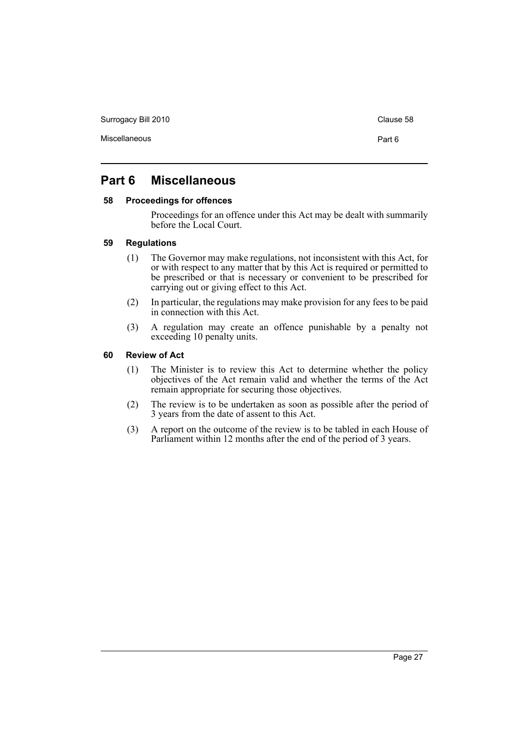## Part 6 Miscellaneous

### 58 Proceedings for offences

Proceedings for an offence under this Act may be dealt with summarily before the Local Court.

### 59 Regulations

(1) The Governor may make regulations, not inconsistent with this Act, for or with respect to any matter that by this Act is required or permitted to be prescribed or that is necessary or convenient to be prescribed for carrying out or giving effect to this Act.

(2) In particular, the regulations may make provision for any fees to be paid in connection with this Act.

(3) A regulation may create an offence punishable by a penalty not exceeding 10 penalty units.

### 60 Review of Act

(1) The Minister is to review this Act to determine whether the policy objectives of the Act remain valid and whether the terms of the Act remain appropriate for securing those objectives.

(2) The review is to be undertaken as soon as possible after the period of 3 years from the date of assent to this Act.

(3) A report on the outcome of the review is to be tabled in each House of Parliament within 12 months after the end of the period of 3 years.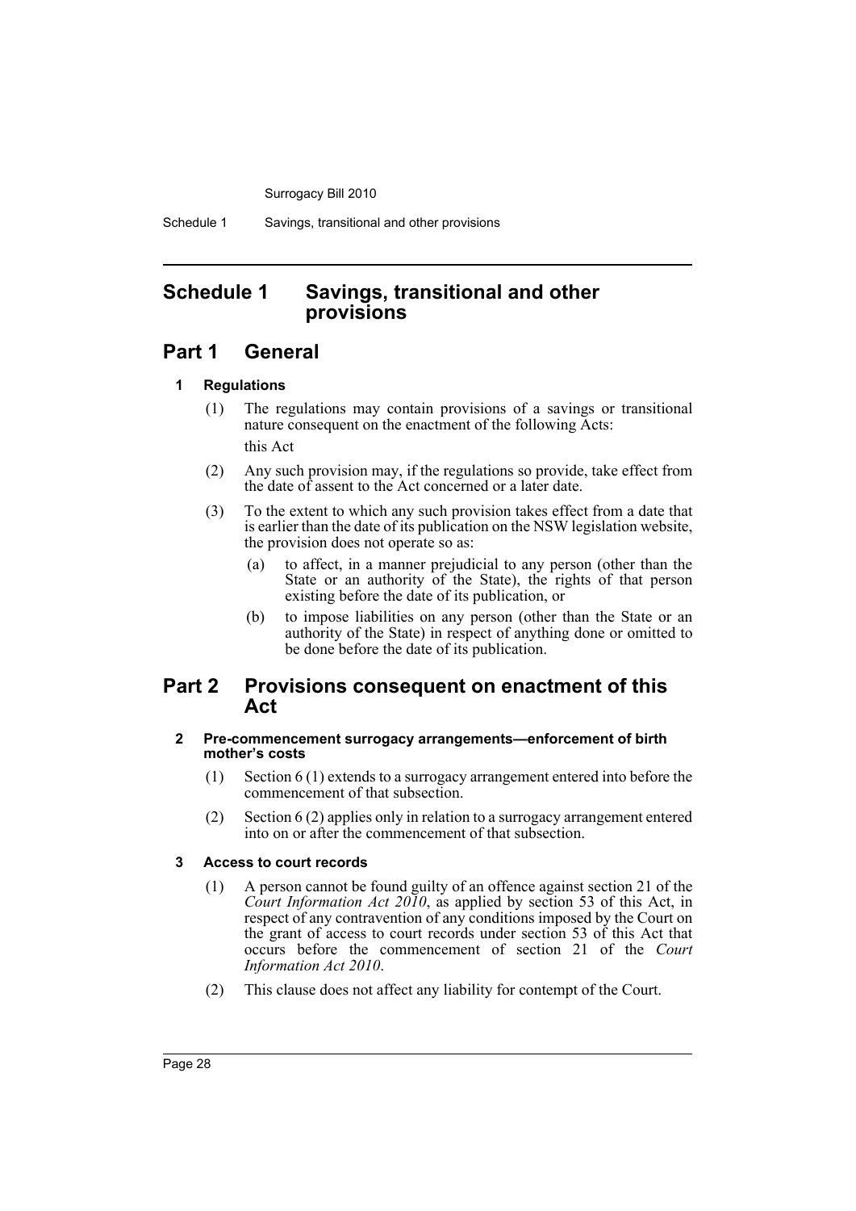# Schedule 1 Savings, transitional and other provisions

## Part 1 General

### 1 Regulations

(1) The regulations may contain provisions of a savings or transitional nature consequent on the enactment of the following Acts:

this Act

(2) Any such provision may, if the regulations so provide, take effect from the date of assent to the Act concerned or a later date.

(3) To the extent to which any such provision takes effect from a date that is earlier than the date of its publication on the NSW legislation website, the provision does not operate so as:

- (a) to affect, in a manner prejudicial to any person (other than the State or an authority of the State), the rights of that person existing before the date of its publication, or
- (b) to impose liabilities on any person (other than the State or an authority of the State) in respect of anything done or omitted to be done before the date of its publication.

## Part 2 Provisions consequent on enactment of this Act

### 2 Pre-commencement surrogacy arrangements—enforcement of birth mother's costs

(1) Section 6 (1) extends to a surrogacy arrangement entered into before the commencement of that subsection.

(2) Section 6 (2) applies only in relation to a surrogacy arrangement entered into on or after the commencement of that subsection.

### 3 Access to court records

(1) A person cannot be found guilty of an offence against section 21 of the *Court Information Act 2010*, as applied by section 53 of this Act, in respect of any contravention of any conditions imposed by the Court on the grant of access to court records under section 53 of this Act that occurs before the commencement of section 21 of the *Court Information Act 2010*.

(2) This clause does not affect any liability for contempt of the Court.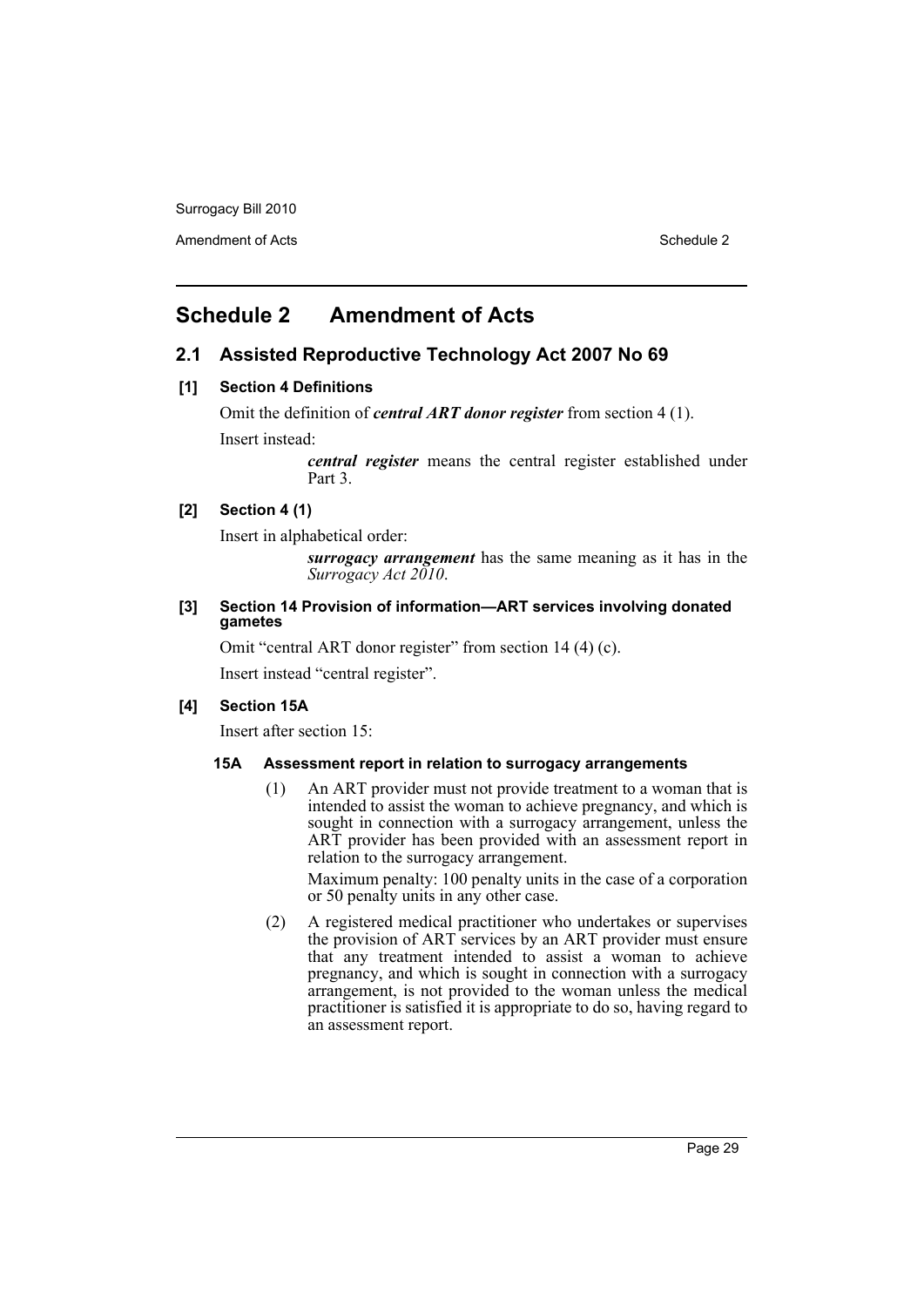## Schedule 2 Amendment of Acts

### 2.1 Assisted Reproductive Technology Act 2007 No 69

**[1] Section 4 Definitions**

Omit the definition of ***central ART donor register*** from section 4 (1).

Insert instead:

> ***central register*** means the central register established under Part 3.

**[2] Section 4 (1)**

Insert in alphabetical order:

> ***surrogacy arrangement*** has the same meaning as it has in the *Surrogacy Act 2010*.

**[3] Section 14 Provision of information—ART services involving donated gametes**

Omit "central ART donor register" from section 14 (4) (c).

Insert instead "central register".

**[4] Section 15A**

Insert after section 15:

**15A Assessment report in relation to surrogacy arrangements**

(1) An ART provider must not provide treatment to a woman that is intended to assist the woman to achieve pregnancy, and which is sought in connection with a surrogacy arrangement, unless the ART provider has been provided with an assessment report in relation to the surrogacy arrangement.

Maximum penalty: 100 penalty units in the case of a corporation or 50 penalty units in any other case.

(2) A registered medical practitioner who undertakes or supervises the provision of ART services by an ART provider must ensure that any treatment intended to assist a woman to achieve pregnancy, and which is sought in connection with a surrogacy arrangement, is not provided to the woman unless the medical practitioner is satisfied it is appropriate to do so, having regard to an assessment report.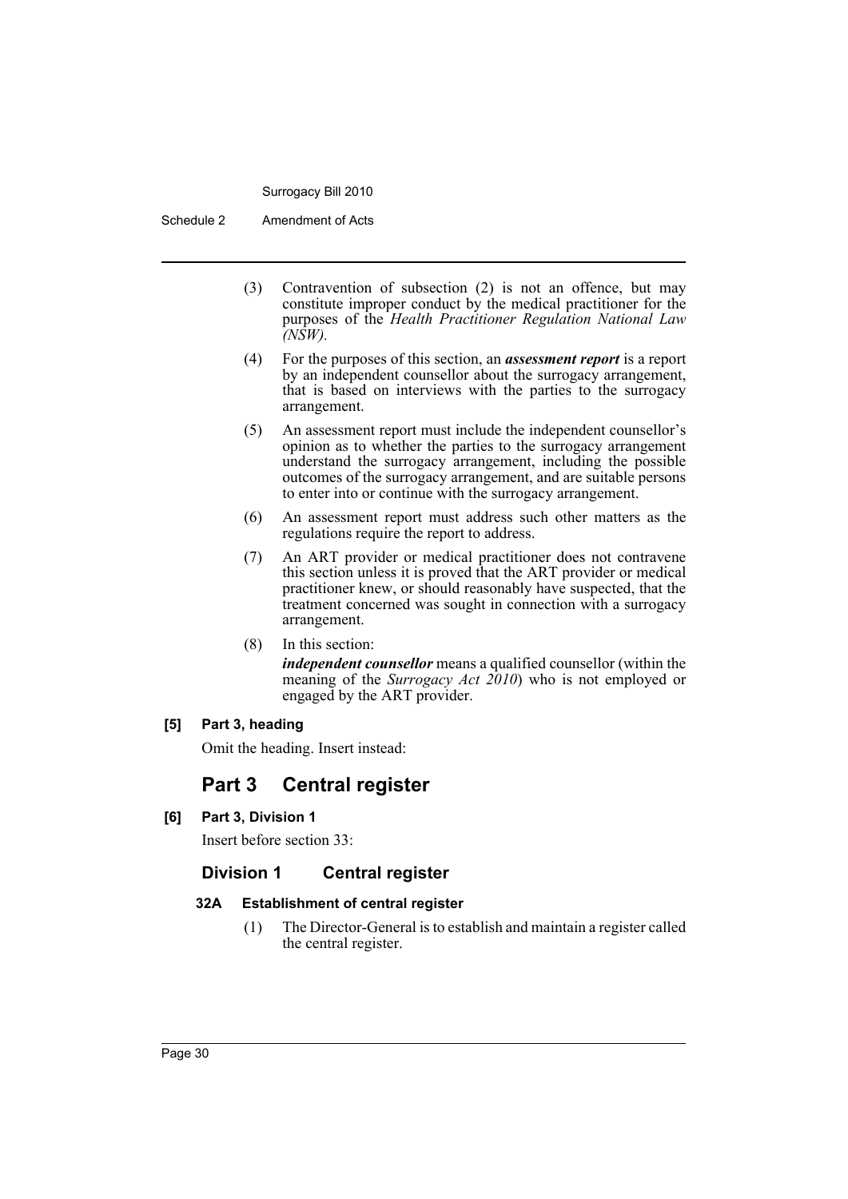(3) Contravention of subsection (2) is not an offence, but may constitute improper conduct by the medical practitioner for the purposes of the *Health Practitioner Regulation National Law (NSW).*

(4) For the purposes of this section, an ***assessment report*** is a report by an independent counsellor about the surrogacy arrangement, that is based on interviews with the parties to the surrogacy arrangement.

(5) An assessment report must include the independent counsellor's opinion as to whether the parties to the surrogacy arrangement understand the surrogacy arrangement, including the possible outcomes of the surrogacy arrangement, and are suitable persons to enter into or continue with the surrogacy arrangement.

(6) An assessment report must address such other matters as the regulations require the report to address.

(7) An ART provider or medical practitioner does not contravene this section unless it is proved that the ART provider or medical practitioner knew, or should reasonably have suspected, that the treatment concerned was sought in connection with a surrogacy arrangement.

(8) In this section:

***independent counsellor*** means a qualified counsellor (within the meaning of the *Surrogacy Act 2010*) who is not employed or engaged by the ART provider.

**[5] Part 3, heading**

Omit the heading. Insert instead:

## Part 3 Central register

**[6] Part 3, Division 1**

Insert before section 33:

### Division 1 Central register

#### 32A Establishment of central register

(1) The Director-General is to establish and maintain a register called the central register.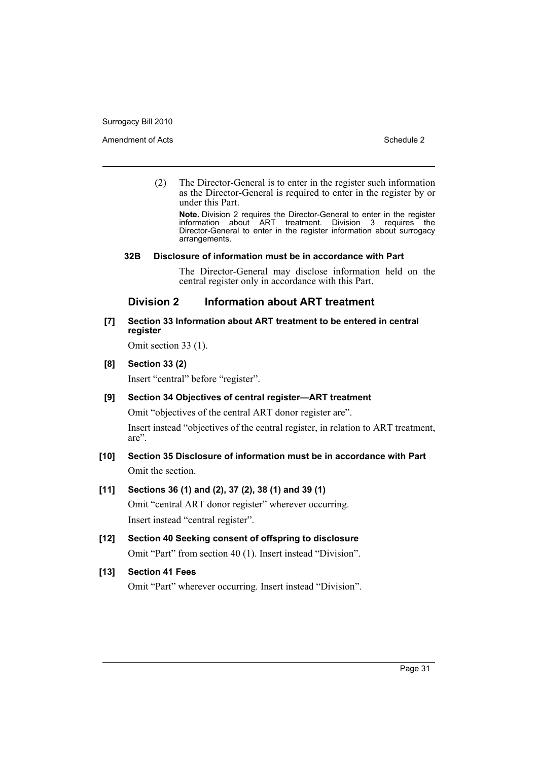(2) The Director-General is to enter in the register such information as the Director-General is required to enter in the register by or under this Part.

**Note.** Division 2 requires the Director-General to enter in the register information about ART treatment. Division 3 requires the Director-General to enter in the register information about surrogacy arrangements.

#### 32B Disclosure of information must be in accordance with Part

The Director-General may disclose information held on the central register only in accordance with this Part.

### Division 2 Information about ART treatment

#### [7] Section 33 Information about ART treatment to be entered in central register

Omit section 33 (1).

#### [8] Section 33 (2)

Insert "central" before "register".

#### [9] Section 34 Objectives of central register—ART treatment

Omit "objectives of the central ART donor register are".

Insert instead "objectives of the central register, in relation to ART treatment, are".

#### [10] Section 35 Disclosure of information must be in accordance with Part

Omit the section.

#### [11] Sections 36 (1) and (2), 37 (2), 38 (1) and 39 (1)

Omit "central ART donor register" wherever occurring.

Insert instead "central register".

#### [12] Section 40 Seeking consent of offspring to disclosure

Omit "Part" from section 40 (1). Insert instead "Division".

#### [13] Section 41 Fees

Omit "Part" wherever occurring. Insert instead "Division".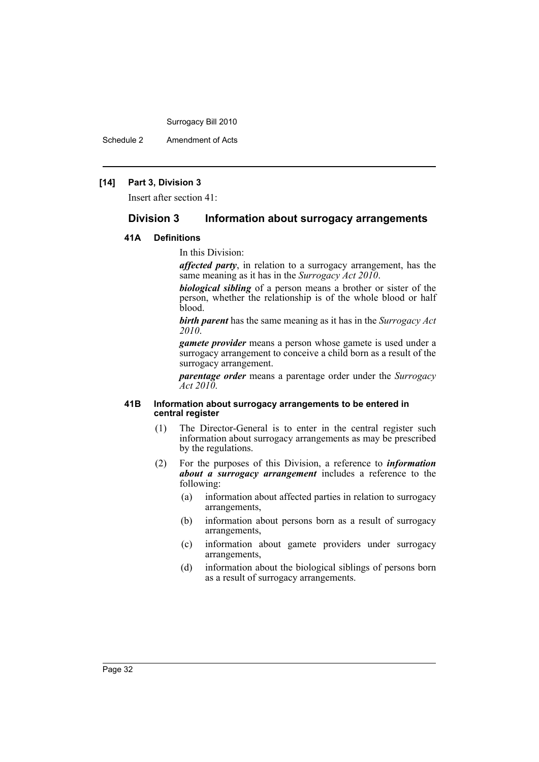**[14] Part 3, Division 3**

Insert after section 41:

## Division 3 Information about surrogacy arrangements

### 41A Definitions

In this Division:

***affected party***, in relation to a surrogacy arrangement, has the same meaning as it has in the *Surrogacy Act 2010*.

***biological sibling*** of a person means a brother or sister of the person, whether the relationship is of the whole blood or half blood.

***birth parent*** has the same meaning as it has in the *Surrogacy Act 2010*.

***gamete provider*** means a person whose gamete is used under a surrogacy arrangement to conceive a child born as a result of the surrogacy arrangement.

***parentage order*** means a parentage order under the *Surrogacy Act 2010*.

### 41B Information about surrogacy arrangements to be entered in central register

(1) The Director-General is to enter in the central register such information about surrogacy arrangements as may be prescribed by the regulations.

(2) For the purposes of this Division, a reference to ***information about a surrogacy arrangement*** includes a reference to the following:

- (a) information about affected parties in relation to surrogacy arrangements,
- (b) information about persons born as a result of surrogacy arrangements,
- (c) information about gamete providers under surrogacy arrangements,
- (d) information about the biological siblings of persons born as a result of surrogacy arrangements.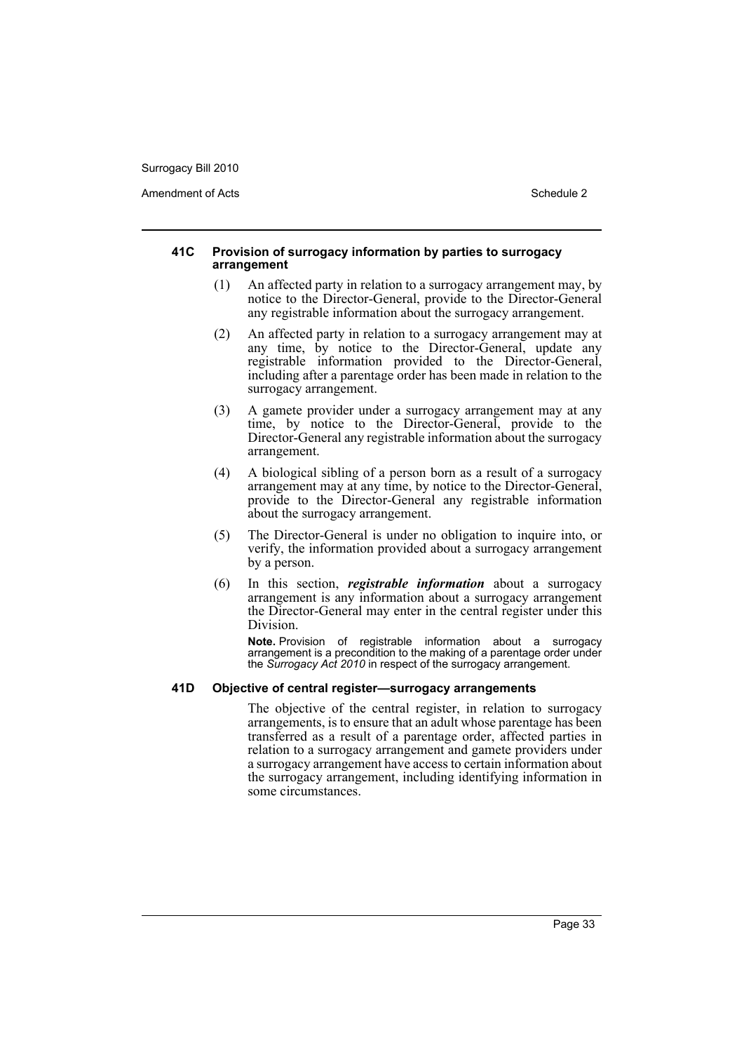#### 41C Provision of surrogacy information by parties to surrogacy arrangement

(1) An affected party in relation to a surrogacy arrangement may, by notice to the Director-General, provide to the Director-General any registrable information about the surrogacy arrangement.

(2) An affected party in relation to a surrogacy arrangement may at any time, by notice to the Director-General, update any registrable information provided to the Director-General, including after a parentage order has been made in relation to the surrogacy arrangement.

(3) A gamete provider under a surrogacy arrangement may at any time, by notice to the Director-General, provide to the Director-General any registrable information about the surrogacy arrangement.

(4) A biological sibling of a person born as a result of a surrogacy arrangement may at any time, by notice to the Director-General, provide to the Director-General any registrable information about the surrogacy arrangement.

(5) The Director-General is under no obligation to inquire into, or verify, the information provided about a surrogacy arrangement by a person.

(6) In this section, ***registrable information*** about a surrogacy arrangement is any information about a surrogacy arrangement the Director-General may enter in the central register under this Division.

**Note.** Provision of registrable information about a surrogacy arrangement is a precondition to the making of a parentage order under the *Surrogacy Act 2010* in respect of the surrogacy arrangement.

#### 41D Objective of central register—surrogacy arrangements

The objective of the central register, in relation to surrogacy arrangements, is to ensure that an adult whose parentage has been transferred as a result of a parentage order, affected parties in relation to a surrogacy arrangement and gamete providers under a surrogacy arrangement have access to certain information about the surrogacy arrangement, including identifying information in some circumstances.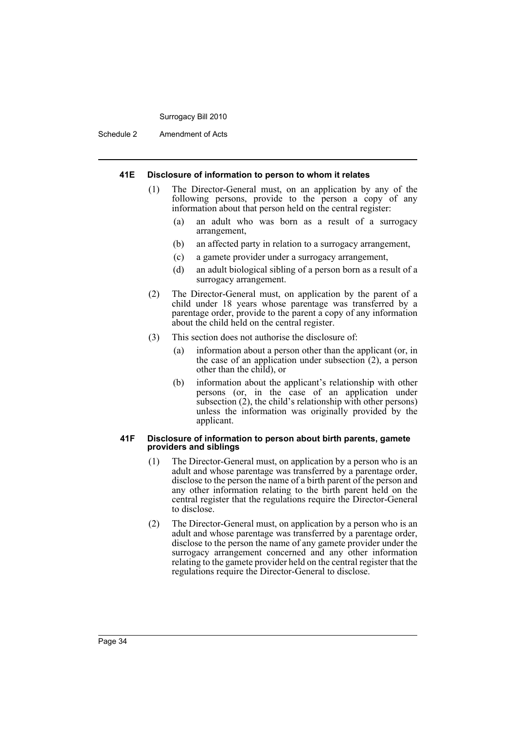#### 41E Disclosure of information to person to whom it relates

(1) The Director-General must, on an application by any of the following persons, provide to the person a copy of any information about that person held on the central register:

(a) an adult who was born as a result of a surrogacy arrangement,

(b) an affected party in relation to a surrogacy arrangement,

(c) a gamete provider under a surrogacy arrangement,

(d) an adult biological sibling of a person born as a result of a surrogacy arrangement.

(2) The Director-General must, on application by the parent of a child under 18 years whose parentage was transferred by a parentage order, provide to the parent a copy of any information about the child held on the central register.

(3) This section does not authorise the disclosure of:

(a) information about a person other than the applicant (or, in the case of an application under subsection (2), a person other than the child), or

(b) information about the applicant's relationship with other persons (or, in the case of an application under subsection (2), the child's relationship with other persons) unless the information was originally provided by the applicant.

#### 41F Disclosure of information to person about birth parents, gamete providers and siblings

(1) The Director-General must, on application by a person who is an adult and whose parentage was transferred by a parentage order, disclose to the person the name of a birth parent of the person and any other information relating to the birth parent held on the central register that the regulations require the Director-General to disclose.

(2) The Director-General must, on application by a person who is an adult and whose parentage was transferred by a parentage order, disclose to the person the name of any gamete provider under the surrogacy arrangement concerned and any other information relating to the gamete provider held on the central register that the regulations require the Director-General to disclose.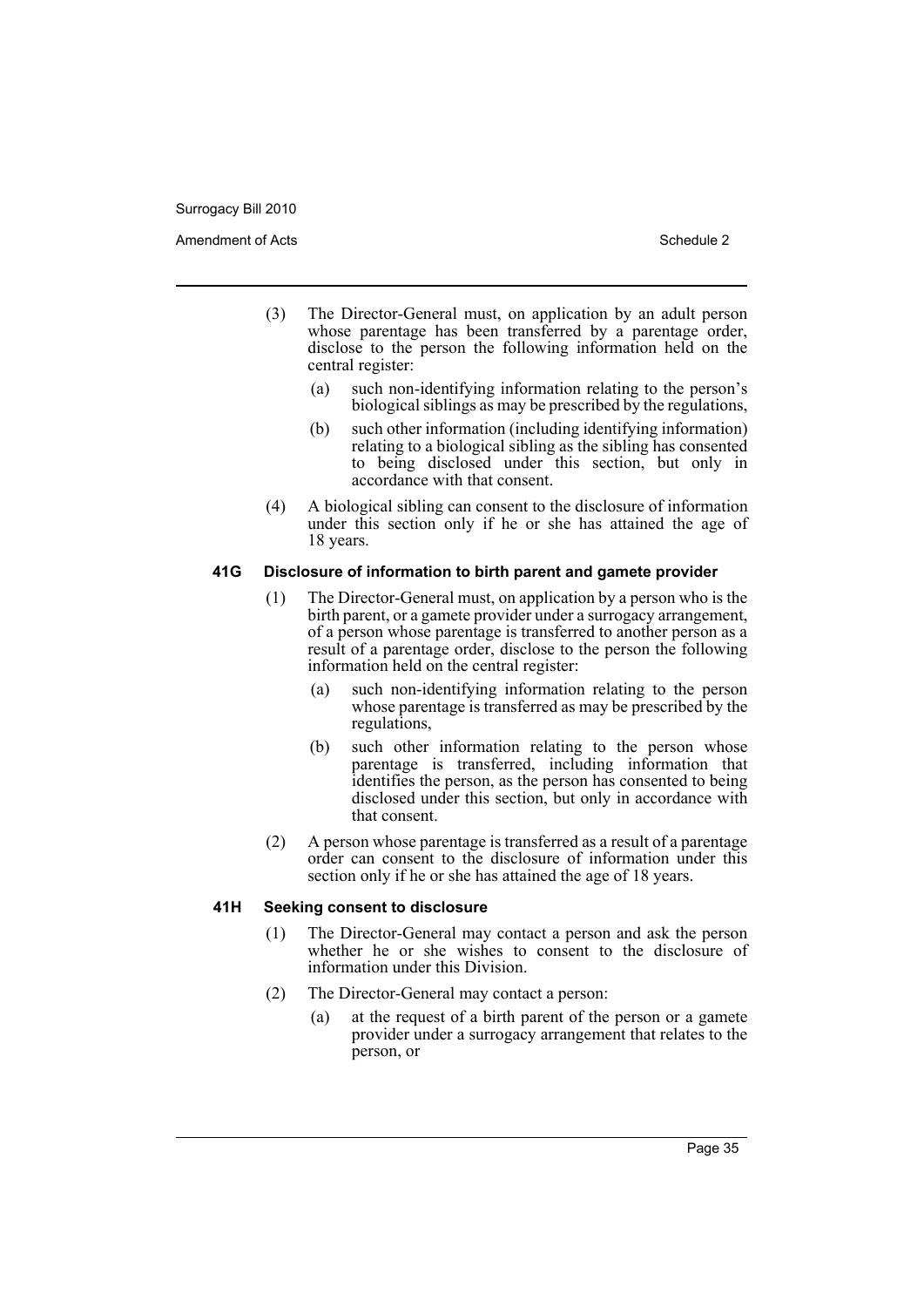(3) The Director-General must, on application by an adult person whose parentage has been transferred by a parentage order, disclose to the person the following information held on the central register:

(a) such non-identifying information relating to the person's biological siblings as may be prescribed by the regulations,

(b) such other information (including identifying information) relating to a biological sibling as the sibling has consented to being disclosed under this section, but only in accordance with that consent.

(4) A biological sibling can consent to the disclosure of information under this section only if he or she has attained the age of 18 years.

#### 41G Disclosure of information to birth parent and gamete provider

(1) The Director-General must, on application by a person who is the birth parent, or a gamete provider under a surrogacy arrangement, of a person whose parentage is transferred to another person as a result of a parentage order, disclose to the person the following information held on the central register:

(a) such non-identifying information relating to the person whose parentage is transferred as may be prescribed by the regulations,

(b) such other information relating to the person whose parentage is transferred, including information that identifies the person, as the person has consented to being disclosed under this section, but only in accordance with that consent.

(2) A person whose parentage is transferred as a result of a parentage order can consent to the disclosure of information under this section only if he or she has attained the age of 18 years.

#### 41H Seeking consent to disclosure

(1) The Director-General may contact a person and ask the person whether he or she wishes to consent to the disclosure of information under this Division.

(2) The Director-General may contact a person:

(a) at the request of a birth parent of the person or a gamete provider under a surrogacy arrangement that relates to the person, or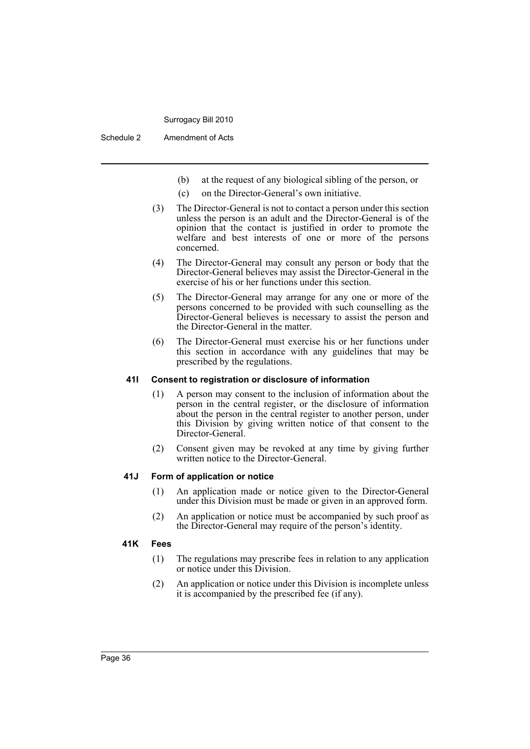(b) at the request of any biological sibling of the person, or

(c) on the Director-General's own initiative.

(3) The Director-General is not to contact a person under this section unless the person is an adult and the Director-General is of the opinion that the contact is justified in order to promote the welfare and best interests of one or more of the persons concerned.

(4) The Director-General may consult any person or body that the Director-General believes may assist the Director-General in the exercise of his or her functions under this section.

(5) The Director-General may arrange for any one or more of the persons concerned to be provided with such counselling as the Director-General believes is necessary to assist the person and the Director-General in the matter.

(6) The Director-General must exercise his or her functions under this section in accordance with any guidelines that may be prescribed by the regulations.

#### 41I Consent to registration or disclosure of information

(1) A person may consent to the inclusion of information about the person in the central register, or the disclosure of information about the person in the central register to another person, under this Division by giving written notice of that consent to the Director-General.

(2) Consent given may be revoked at any time by giving further written notice to the Director-General.

#### 41J Form of application or notice

(1) An application made or notice given to the Director-General under this Division must be made or given in an approved form.

(2) An application or notice must be accompanied by such proof as the Director-General may require of the person's identity.

#### 41K Fees

(1) The regulations may prescribe fees in relation to any application or notice under this Division.

(2) An application or notice under this Division is incomplete unless it is accompanied by the prescribed fee (if any).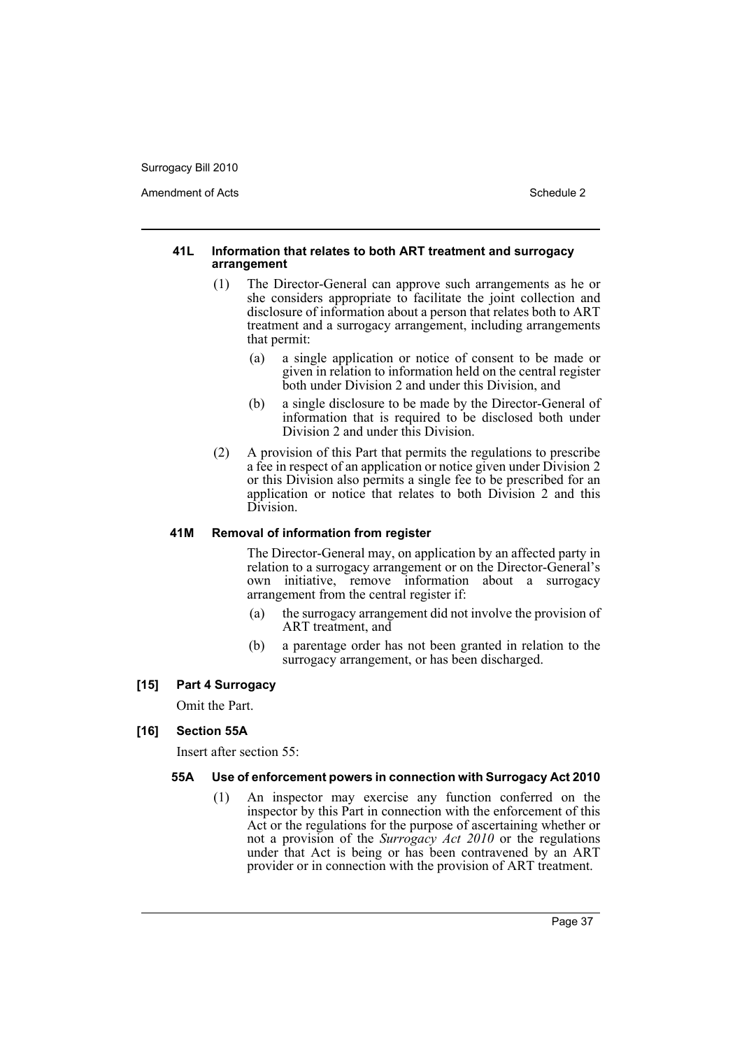#### 41L Information that relates to both ART treatment and surrogacy arrangement

(1) The Director-General can approve such arrangements as he or she considers appropriate to facilitate the joint collection and disclosure of information about a person that relates both to ART treatment and a surrogacy arrangement, including arrangements that permit:

- (a) a single application or notice of consent to be made or given in relation to information held on the central register both under Division 2 and under this Division, and
- (b) a single disclosure to be made by the Director-General of information that is required to be disclosed both under Division 2 and under this Division.

(2) A provision of this Part that permits the regulations to prescribe a fee in respect of an application or notice given under Division 2 or this Division also permits a single fee to be prescribed for an application or notice that relates to both Division 2 and this Division.

#### 41M Removal of information from register

The Director-General may, on application by an affected party in relation to a surrogacy arrangement or on the Director-General's own initiative, remove information about a surrogacy arrangement from the central register if:

- (a) the surrogacy arrangement did not involve the provision of ART treatment, and
- (b) a parentage order has not been granted in relation to the surrogacy arrangement, or has been discharged.

### [15] Part 4 Surrogacy

Omit the Part.

### [16] Section 55A

Insert after section 55:

#### 55A Use of enforcement powers in connection with Surrogacy Act 2010

(1) An inspector may exercise any function conferred on the inspector by this Part in connection with the enforcement of this Act or the regulations for the purpose of ascertaining whether or not a provision of the *Surrogacy Act 2010* or the regulations under that Act is being or has been contravened by an ART provider or in connection with the provision of ART treatment.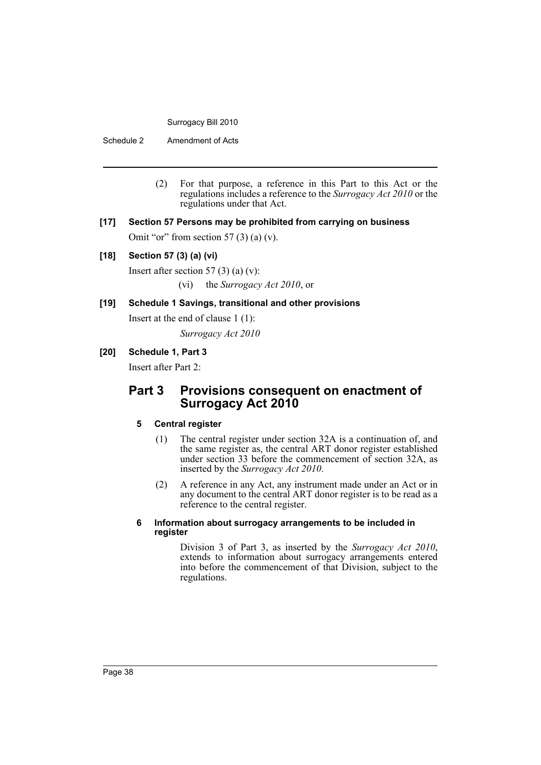(2) For that purpose, a reference in this Part to this Act or the regulations includes a reference to the *Surrogacy Act 2010* or the regulations under that Act.

**[17] Section 57 Persons may be prohibited from carrying on business**

Omit "or" from section 57 (3) (a) (v).

**[18] Section 57 (3) (a) (vi)**

Insert after section 57 (3) (a) (v):

(vi) the *Surrogacy Act 2010*, or

**[19] Schedule 1 Savings, transitional and other provisions**

Insert at the end of clause 1 (1):

*Surrogacy Act 2010*

**[20] Schedule 1, Part 3**

Insert after Part 2:

## Part 3 Provisions consequent on enactment of Surrogacy Act 2010

### 5 Central register

(1) The central register under section 32A is a continuation of, and the same register as, the central ART donor register established under section 33 before the commencement of section 32A, as inserted by the *Surrogacy Act 2010*.

(2) A reference in any Act, any instrument made under an Act or in any document to the central ART donor register is to be read as a reference to the central register.

### 6 Information about surrogacy arrangements to be included in register

Division 3 of Part 3, as inserted by the *Surrogacy Act 2010*, extends to information about surrogacy arrangements entered into before the commencement of that Division, subject to the regulations.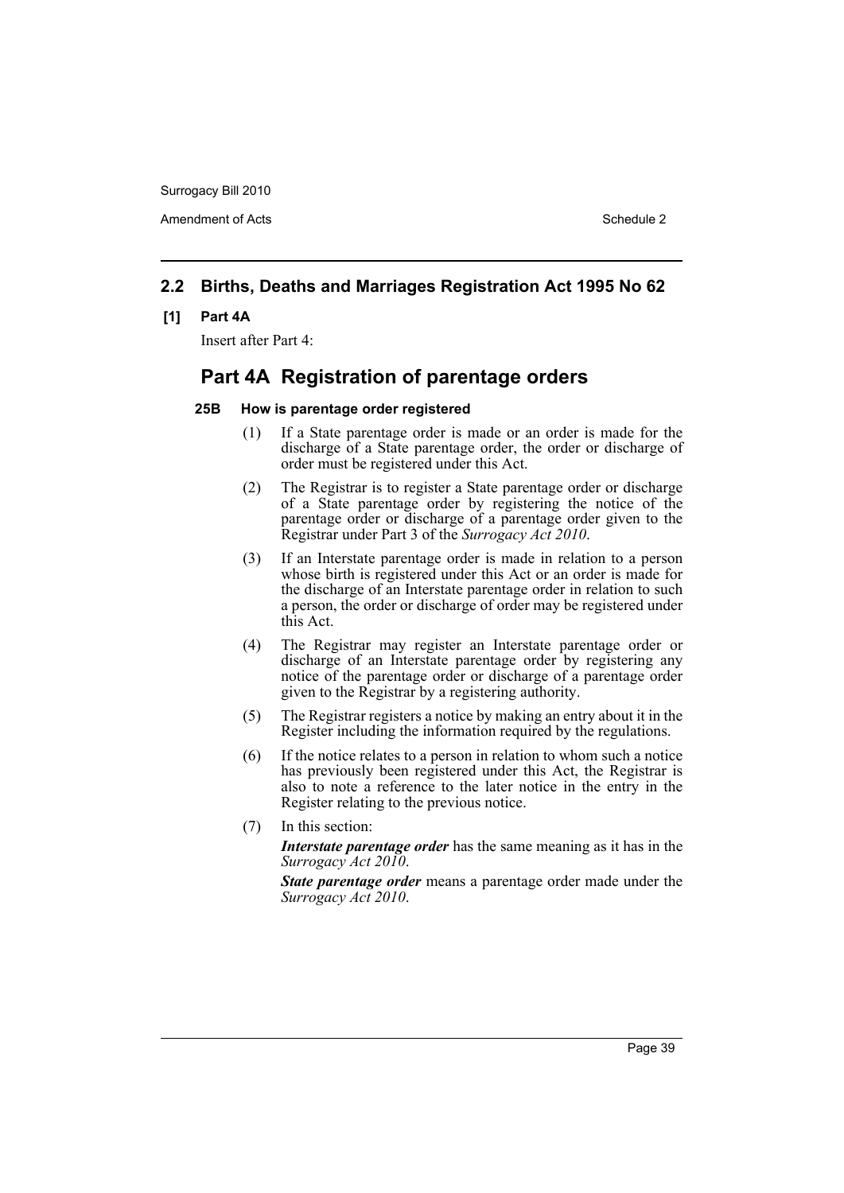## 2.2 Births, Deaths and Marriages Registration Act 1995 No 62

**[1] Part 4A**

Insert after Part 4:

# Part 4A Registration of parentage orders

**25B How is parentage order registered**

(1) If a State parentage order is made or an order is made for the discharge of a State parentage order, the order or discharge of order must be registered under this Act.

(2) The Registrar is to register a State parentage order or discharge of a State parentage order by registering the notice of the parentage order or discharge of a parentage order given to the Registrar under Part 3 of the *Surrogacy Act 2010*.

(3) If an Interstate parentage order is made in relation to a person whose birth is registered under this Act or an order is made for the discharge of an Interstate parentage order in relation to such a person, the order or discharge of order may be registered under this Act.

(4) The Registrar may register an Interstate parentage order or discharge of an Interstate parentage order by registering any notice of the parentage order or discharge of a parentage order given to the Registrar by a registering authority.

(5) The Registrar registers a notice by making an entry about it in the Register including the information required by the regulations.

(6) If the notice relates to a person in relation to whom such a notice has previously been registered under this Act, the Registrar is also to note a reference to the later notice in the entry in the Register relating to the previous notice.

(7) In this section:

***Interstate parentage order*** has the same meaning as it has in the *Surrogacy Act 2010*.

***State parentage order*** means a parentage order made under the *Surrogacy Act 2010*.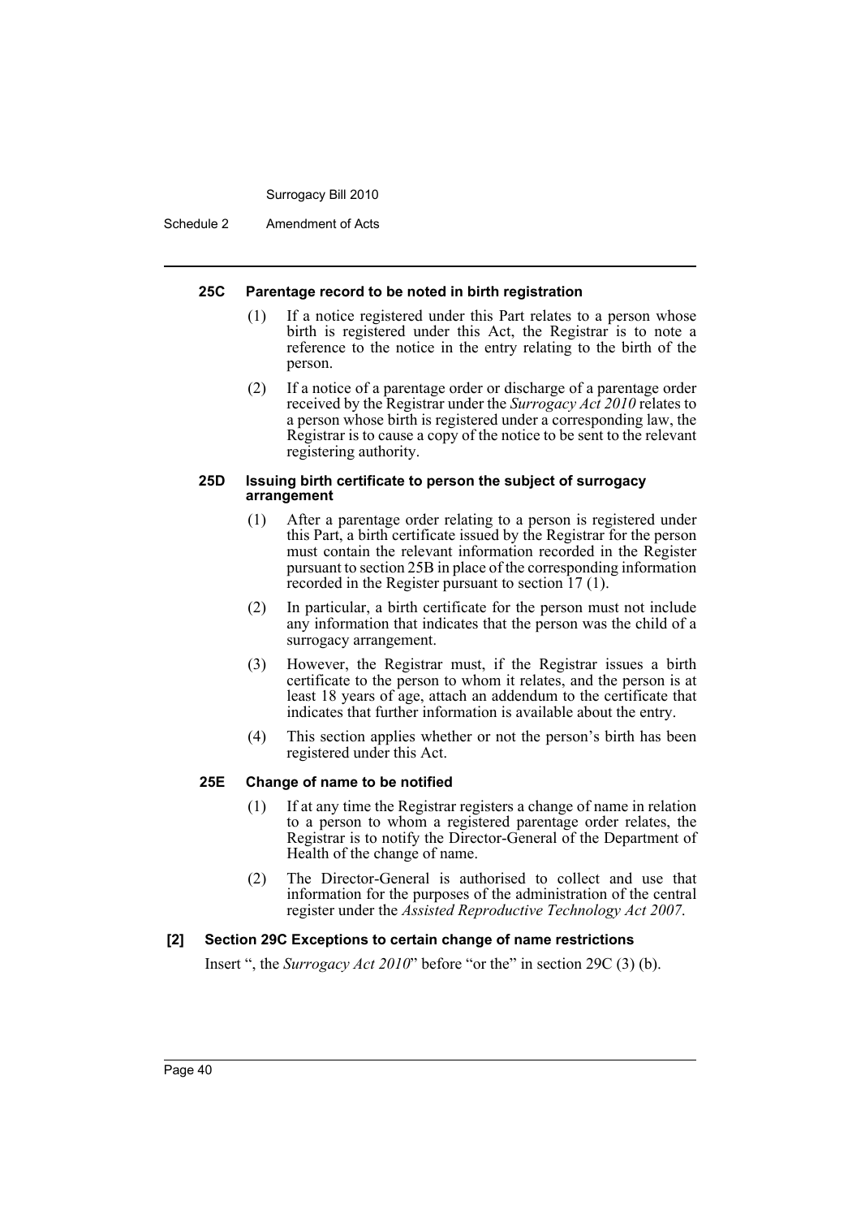#### 25C Parentage record to be noted in birth registration

(1) If a notice registered under this Part relates to a person whose birth is registered under this Act, the Registrar is to note a reference to the notice in the entry relating to the birth of the person.

(2) If a notice of a parentage order or discharge of a parentage order received by the Registrar under the *Surrogacy Act 2010* relates to a person whose birth is registered under a corresponding law, the Registrar is to cause a copy of the notice to be sent to the relevant registering authority.

#### 25D Issuing birth certificate to person the subject of surrogacy arrangement

(1) After a parentage order relating to a person is registered under this Part, a birth certificate issued by the Registrar for the person must contain the relevant information recorded in the Register pursuant to section 25B in place of the corresponding information recorded in the Register pursuant to section 17 (1).

(2) In particular, a birth certificate for the person must not include any information that indicates that the person was the child of a surrogacy arrangement.

(3) However, the Registrar must, if the Registrar issues a birth certificate to the person to whom it relates, and the person is at least 18 years of age, attach an addendum to the certificate that indicates that further information is available about the entry.

(4) This section applies whether or not the person's birth has been registered under this Act.

#### 25E Change of name to be notified

(1) If at any time the Registrar registers a change of name in relation to a person to whom a registered parentage order relates, the Registrar is to notify the Director-General of the Department of Health of the change of name.

(2) The Director-General is authorised to collect and use that information for the purposes of the administration of the central register under the *Assisted Reproductive Technology Act 2007*.

#### [2] Section 29C Exceptions to certain change of name restrictions

Insert ", the *Surrogacy Act 2010*" before "or the" in section 29C (3) (b).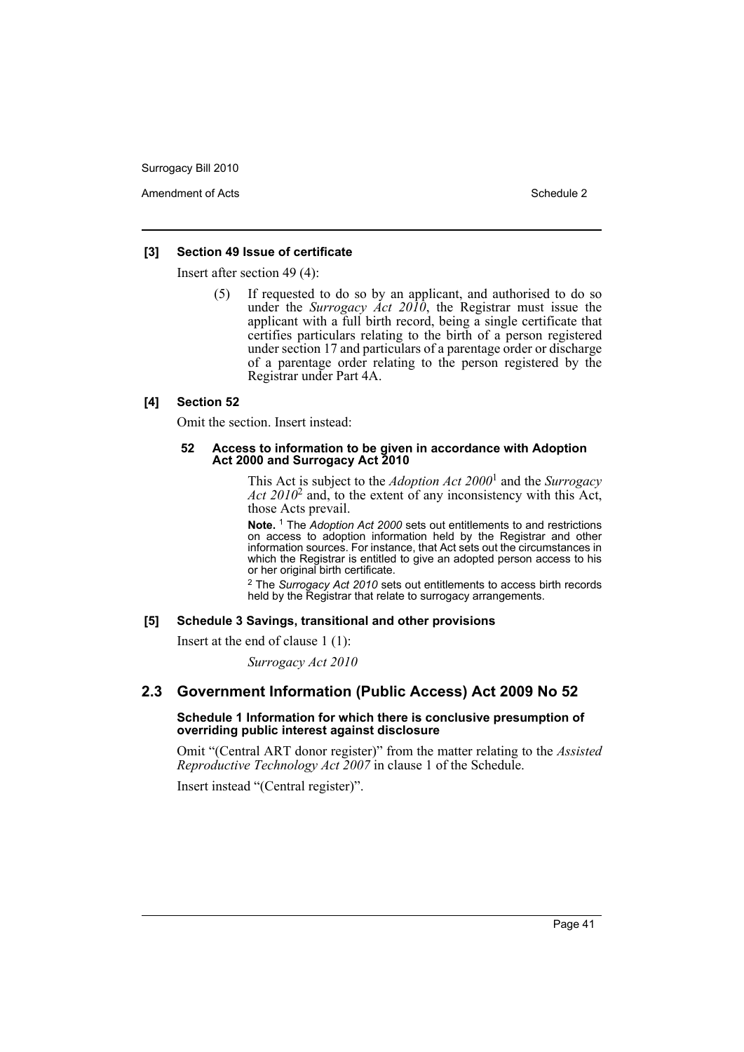**[3] Section 49 Issue of certificate**

Insert after section 49 (4):

(5) If requested to do so by an applicant, and authorised to do so under the *Surrogacy Act 2010*, the Registrar must issue the applicant with a full birth record, being a single certificate that certifies particulars relating to the birth of a person registered under section 17 and particulars of a parentage order or discharge of a parentage order relating to the person registered by the Registrar under Part 4A.

**[4] Section 52**

Omit the section. Insert instead:

**52 Access to information to be given in accordance with Adoption Act 2000 and Surrogacy Act 2010**

This Act is subject to the *Adoption Act 2000*[1] and the *Surrogacy Act 2010*[2] and, to the extent of any inconsistency with this Act, those Acts prevail.

**Note.** [1] The *Adoption Act 2000* sets out entitlements to and restrictions on access to adoption information held by the Registrar and other information sources. For instance, that Act sets out the circumstances in which the Registrar is entitled to give an adopted person access to his or her original birth certificate.

[2] The *Surrogacy Act 2010* sets out entitlements to access birth records held by the Registrar that relate to surrogacy arrangements.

**[5] Schedule 3 Savings, transitional and other provisions**

Insert at the end of clause 1 (1):

*Surrogacy Act 2010*

## 2.3 Government Information (Public Access) Act 2009 No 52

**Schedule 1 Information for which there is conclusive presumption of overriding public interest against disclosure**

Omit "(Central ART donor register)" from the matter relating to the *Assisted Reproductive Technology Act 2007* in clause 1 of the Schedule.

Insert instead "(Central register)".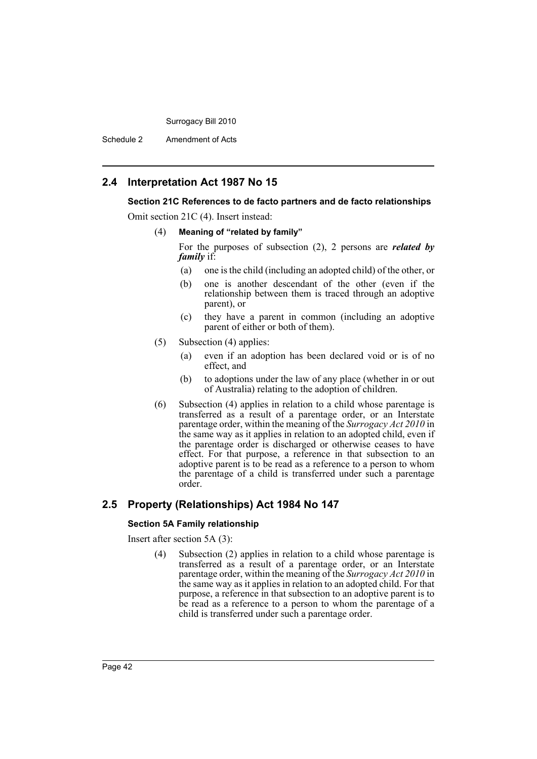## 2.4 Interpretation Act 1987 No 15

### Section 21C References to de facto partners and de facto relationships

Omit section 21C (4). Insert instead:

(4) **Meaning of "related by family"**

For the purposes of subsection (2), 2 persons are ***related by family*** if:

(a) one is the child (including an adopted child) of the other, or

(b) one is another descendant of the other (even if the relationship between them is traced through an adoptive parent), or

(c) they have a parent in common (including an adoptive parent of either or both of them).

(5) Subsection (4) applies:

(a) even if an adoption has been declared void or is of no effect, and

(b) to adoptions under the law of any place (whether in or out of Australia) relating to the adoption of children.

(6) Subsection (4) applies in relation to a child whose parentage is transferred as a result of a parentage order, or an Interstate parentage order, within the meaning of the *Surrogacy Act 2010* in the same way as it applies in relation to an adopted child, even if the parentage order is discharged or otherwise ceases to have effect. For that purpose, a reference in that subsection to an adoptive parent is to be read as a reference to a person to whom the parentage of a child is transferred under such a parentage order.

## 2.5 Property (Relationships) Act 1984 No 147

### Section 5A Family relationship

Insert after section 5A (3):

(4) Subsection (2) applies in relation to a child whose parentage is transferred as a result of a parentage order, or an Interstate parentage order, within the meaning of the *Surrogacy Act 2010* in the same way as it applies in relation to an adopted child. For that purpose, a reference in that subsection to an adoptive parent is to be read as a reference to a person to whom the parentage of a child is transferred under such a parentage order.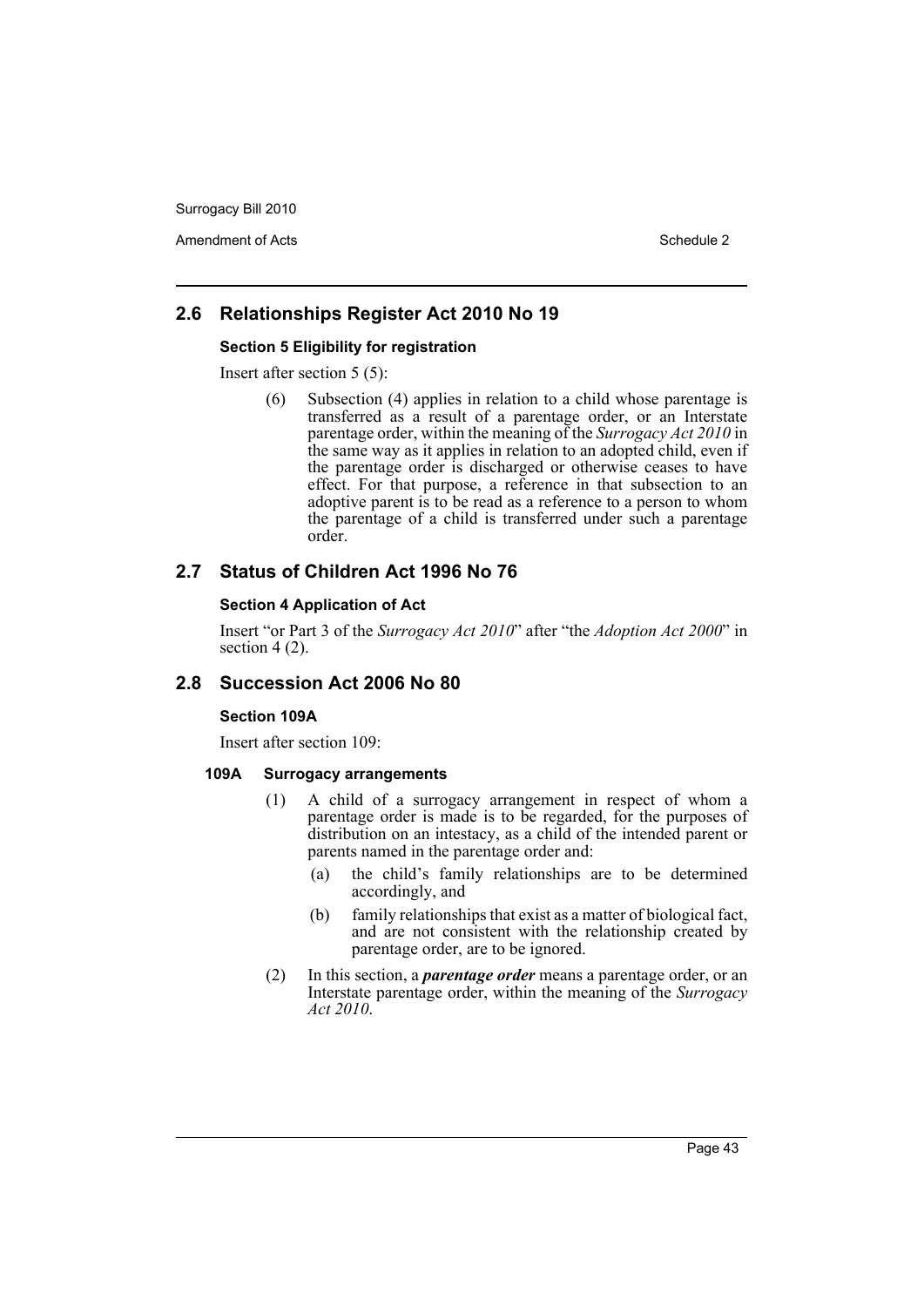## 2.6 Relationships Register Act 2010 No 19

### Section 5 Eligibility for registration

Insert after section 5 (5):

> (6) Subsection (4) applies in relation to a child whose parentage is transferred as a result of a parentage order, or an Interstate parentage order, within the meaning of the *Surrogacy Act 2010* in the same way as it applies in relation to an adopted child, even if the parentage order is discharged or otherwise ceases to have effect. For that purpose, a reference in that subsection to an adoptive parent is to be read as a reference to a person to whom the parentage of a child is transferred under such a parentage order.

## 2.7 Status of Children Act 1996 No 76

### Section 4 Application of Act

Insert "or Part 3 of the *Surrogacy Act 2010*" after "the *Adoption Act 2000*" in section 4 (2).

## 2.8 Succession Act 2006 No 80

### Section 109A

Insert after section 109:

#### 109A Surrogacy arrangements

> (1) A child of a surrogacy arrangement in respect of whom a parentage order is made is to be regarded, for the purposes of distribution on an intestacy, as a child of the intended parent or parents named in the parentage order and:
>
> (a) the child's family relationships are to be determined accordingly, and
>
> (b) family relationships that exist as a matter of biological fact, and are not consistent with the relationship created by parentage order, are to be ignored.
>
> (2) In this section, a ***parentage order*** means a parentage order, or an Interstate parentage order, within the meaning of the *Surrogacy Act 2010*.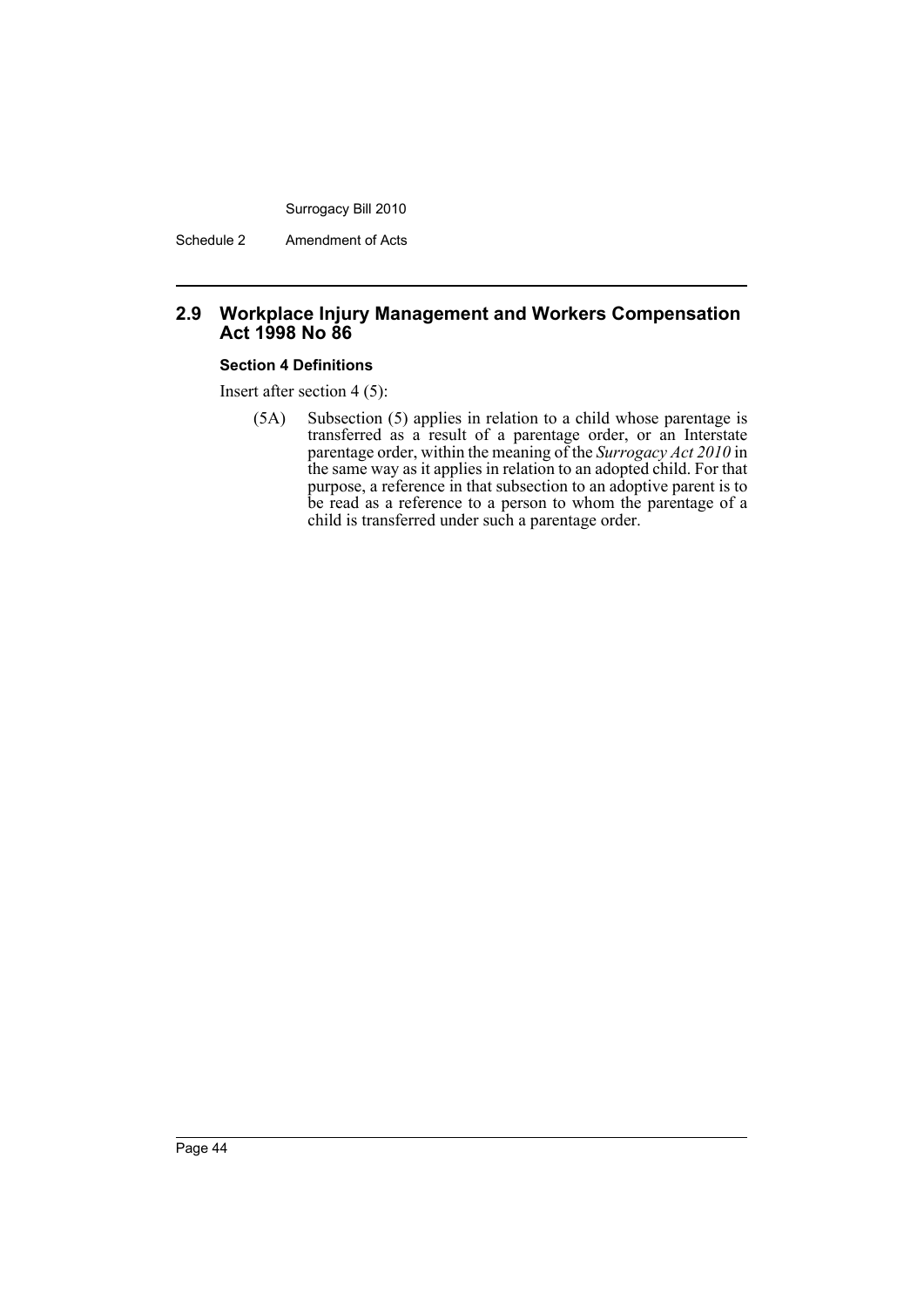## 2.9 Workplace Injury Management and Workers Compensation Act 1998 No 86

### Section 4 Definitions

Insert after section 4 (5):

(5A) Subsection (5) applies in relation to a child whose parentage is transferred as a result of a parentage order, or an Interstate parentage order, within the meaning of the *Surrogacy Act 2010* in the same way as it applies in relation to an adopted child. For that purpose, a reference in that subsection to an adoptive parent is to be read as a reference to a person to whom the parentage of a child is transferred under such a parentage order.